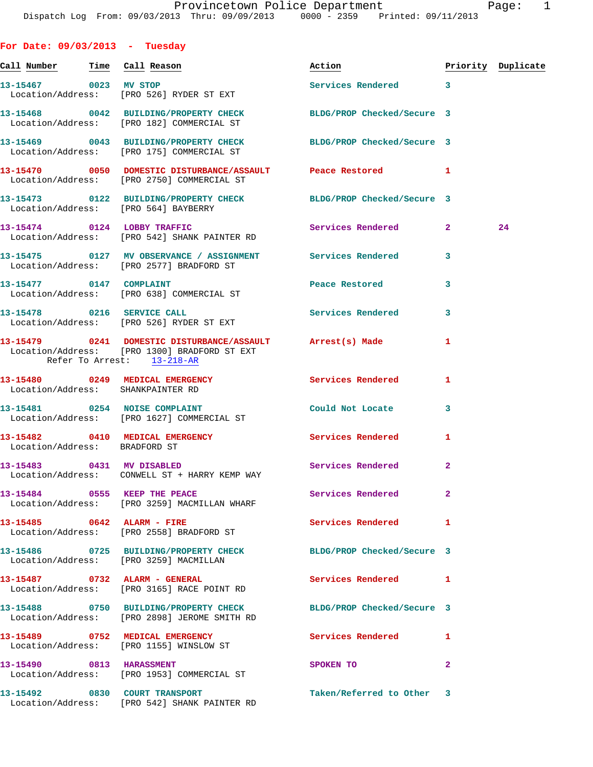Provincetown Police Department
Dispatch Log From: 09/03/2013 Thru: 09/09/2013 0000 - 2359 Printed: 09/11/2013

## For Date: 09/03/2013 - Tuesday

| Call Number | Time | Call Reason | Action | Priority | Duplicate |
|---|---|---|---|---|---|
| 13-15467 | 0023 | MV STOP | Services Rendered | 3 | |
| Location/Address: | | [PRO 526] RYDER ST EXT | | | |
| 13-15468 | 0042 | BUILDING/PROPERTY CHECK | BLDG/PROP Checked/Secure | 3 | |
| Location/Address: | | [PRO 182] COMMERCIAL ST | | | |
| 13-15469 | 0043 | BUILDING/PROPERTY CHECK | BLDG/PROP Checked/Secure | 3 | |
| Location/Address: | | [PRO 175] COMMERCIAL ST | | | |
| 13-15470 | 0050 | DOMESTIC DISTURBANCE/ASSAULT | Peace Restored | 1 | |
| Location/Address: | | [PRO 2750] COMMERCIAL ST | | | |
| 13-15473 | 0122 | BUILDING/PROPERTY CHECK | BLDG/PROP Checked/Secure | 3 | |
| Location/Address: | | [PRO 564] BAYBERRY | | | |
| 13-15474 | 0124 | LOBBY TRAFFIC | Services Rendered | 2 | 24 |
| Location/Address: | | [PRO 542] SHANK PAINTER RD | | | |
| 13-15475 | 0127 | MV OBSERVANCE / ASSIGNMENT | Services Rendered | 3 | |
| Location/Address: | | [PRO 2577] BRADFORD ST | | | |
| 13-15477 | 0147 | COMPLAINT | Peace Restored | 3 | |
| Location/Address: | | [PRO 638] COMMERCIAL ST | | | |
| 13-15478 | 0216 | SERVICE CALL | Services Rendered | 3 | |
| Location/Address: | | [PRO 526] RYDER ST EXT | | | |
| 13-15479 | 0241 | DOMESTIC DISTURBANCE/ASSAULT | Arrest(s) Made | 1 | |
| Location/Address: | | [PRO 1300] BRADFORD ST EXT | | | |
| Refer To Arrest: | | 13-218-AR | | | |
| 13-15480 | 0249 | MEDICAL EMERGENCY | Services Rendered | 1 | |
| Location/Address: | | SHANKPAINTER RD | | | |
| 13-15481 | 0254 | NOISE COMPLAINT | Could Not Locate | 3 | |
| Location/Address: | | [PRO 1627] COMMERCIAL ST | | | |
| 13-15482 | 0410 | MEDICAL EMERGENCY | Services Rendered | 1 | |
| Location/Address: | | BRADFORD ST | | | |
| 13-15483 | 0431 | MV DISABLED | Services Rendered | 2 | |
| Location/Address: | | CONWELL ST + HARRY KEMP WAY | | | |
| 13-15484 | 0555 | KEEP THE PEACE | Services Rendered | 2 | |
| Location/Address: | | [PRO 3259] MACMILLAN WHARF | | | |
| 13-15485 | 0642 | ALARM - FIRE | Services Rendered | 1 | |
| Location/Address: | | [PRO 2558] BRADFORD ST | | | |
| 13-15486 | 0725 | BUILDING/PROPERTY CHECK | BLDG/PROP Checked/Secure | 3 | |
| Location/Address: | | [PRO 3259] MACMILLAN | | | |
| 13-15487 | 0732 | ALARM - GENERAL | Services Rendered | 1 | |
| Location/Address: | | [PRO 3165] RACE POINT RD | | | |
| 13-15488 | 0750 | BUILDING/PROPERTY CHECK | BLDG/PROP Checked/Secure | 3 | |
| Location/Address: | | [PRO 2898] JEROME SMITH RD | | | |
| 13-15489 | 0752 | MEDICAL EMERGENCY | Services Rendered | 1 | |
| Location/Address: | | [PRO 1155] WINSLOW ST | | | |
| 13-15490 | 0813 | HARASSMENT | SPOKEN TO | 2 | |
| Location/Address: | | [PRO 1953] COMMERCIAL ST | | | |
| 13-15492 | 0830 | COURT TRANSPORT | Taken/Referred to Other | 3 | |
| Location/Address: | | [PRO 542] SHANK PAINTER RD | | | |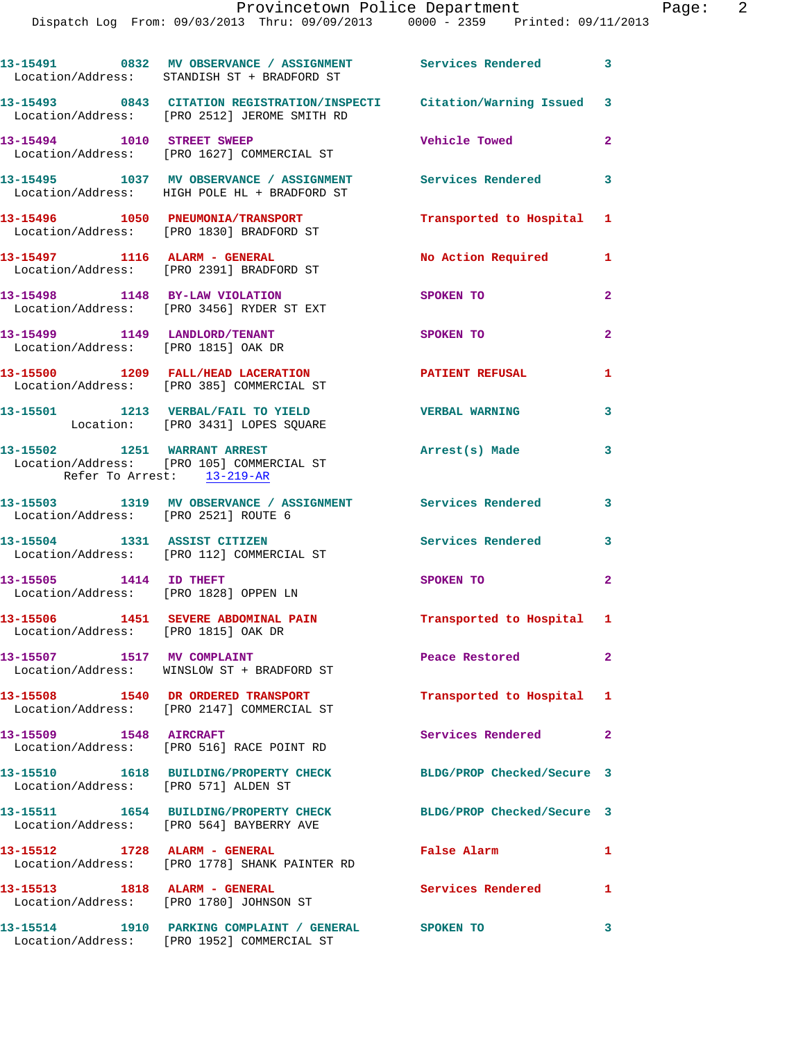13-15491 0832 MV OBSERVANCE / ASSIGNMENT Services Rendered 3
Location/Address: STANDISH ST + BRADFORD ST

13-15493 0843 CITATION REGISTRATION/INSPECTI Citation/Warning Issued 3
Location/Address: [PRO 2512] JEROME SMITH RD

13-15494 1010 STREET SWEEP Vehicle Towed 2
Location/Address: [PRO 1627] COMMERCIAL ST

13-15495 1037 MV OBSERVANCE / ASSIGNMENT Services Rendered 3
Location/Address: HIGH POLE HL + BRADFORD ST

13-15496 1050 PNEUMONIA/TRANSPORT Transported to Hospital 1
Location/Address: [PRO 1830] BRADFORD ST

13-15497 1116 ALARM - GENERAL No Action Required 1
Location/Address: [PRO 2391] BRADFORD ST

13-15498 1148 BY-LAW VIOLATION SPOKEN TO 2
Location/Address: [PRO 3456] RYDER ST EXT

13-15499 1149 LANDLORD/TENANT SPOKEN TO 2
Location/Address: [PRO 1815] OAK DR

13-15500 1209 FALL/HEAD LACERATION PATIENT REFUSAL 1
Location/Address: [PRO 385] COMMERCIAL ST

13-15501 1213 VERBAL/FAIL TO YIELD VERBAL WARNING 3
Location: [PRO 3431] LOPES SQUARE

13-15502 1251 WARRANT ARREST Arrest(s) Made 3
Location/Address: [PRO 105] COMMERCIAL ST
Refer To Arrest: 13-219-AR

13-15503 1319 MV OBSERVANCE / ASSIGNMENT Services Rendered 3
Location/Address: [PRO 2521] ROUTE 6

13-15504 1331 ASSIST CITIZEN Services Rendered 3
Location/Address: [PRO 112] COMMERCIAL ST

13-15505 1414 ID THEFT SPOKEN TO 2
Location/Address: [PRO 1828] OPPEN LN

13-15506 1451 SEVERE ABDOMINAL PAIN Transported to Hospital 1
Location/Address: [PRO 1815] OAK DR

13-15507 1517 MV COMPLAINT Peace Restored 2
Location/Address: WINSLOW ST + BRADFORD ST

13-15508 1540 DR ORDERED TRANSPORT Transported to Hospital 1
Location/Address: [PRO 2147] COMMERCIAL ST

13-15509 1548 AIRCRAFT Services Rendered 2
Location/Address: [PRO 516] RACE POINT RD

13-15510 1618 BUILDING/PROPERTY CHECK BLDG/PROP Checked/Secure 3
Location/Address: [PRO 571] ALDEN ST

13-15511 1654 BUILDING/PROPERTY CHECK BLDG/PROP Checked/Secure 3
Location/Address: [PRO 564] BAYBERRY AVE

13-15512 1728 ALARM - GENERAL False Alarm 1
Location/Address: [PRO 1778] SHANK PAINTER RD

13-15513 1818 ALARM - GENERAL Services Rendered 1
Location/Address: [PRO 1780] JOHNSON ST

13-15514 1910 PARKING COMPLAINT / GENERAL SPOKEN TO 3
Location/Address: [PRO 1952] COMMERCIAL ST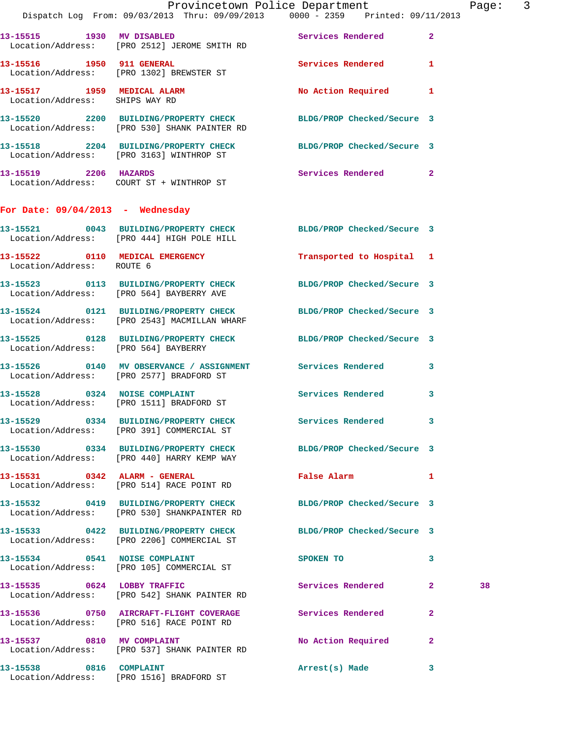13-15515 1930 MV DISABLED Services Rendered 2
Location/Address: [PRO 2512] JEROME SMITH RD

13-15516 1950 911 GENERAL Services Rendered 1
Location/Address: [PRO 1302] BREWSTER ST

13-15517 1959 MEDICAL ALARM No Action Required 1
Location/Address: SHIPS WAY RD

13-15520 2200 BUILDING/PROPERTY CHECK BLDG/PROP Checked/Secure 3
Location/Address: [PRO 530] SHANK PAINTER RD

13-15518 2204 BUILDING/PROPERTY CHECK BLDG/PROP Checked/Secure 3
Location/Address: [PRO 3163] WINTHROP ST

13-15519 2206 HAZARDS Services Rendered 2
Location/Address: COURT ST + WINTHROP ST

## For Date: 09/04/2013 - Wednesday

13-15521 0043 BUILDING/PROPERTY CHECK BLDG/PROP Checked/Secure 3
Location/Address: [PRO 444] HIGH POLE HILL

13-15522 0110 MEDICAL EMERGENCY Transported to Hospital 1
Location/Address: ROUTE 6

13-15523 0113 BUILDING/PROPERTY CHECK BLDG/PROP Checked/Secure 3
Location/Address: [PRO 564] BAYBERRY AVE

13-15524 0121 BUILDING/PROPERTY CHECK BLDG/PROP Checked/Secure 3
Location/Address: [PRO 2543] MACMILLAN WHARF

13-15525 0128 BUILDING/PROPERTY CHECK BLDG/PROP Checked/Secure 3
Location/Address: [PRO 564] BAYBERRY

13-15526 0140 MV OBSERVANCE / ASSIGNMENT Services Rendered 3
Location/Address: [PRO 2577] BRADFORD ST

13-15528 0324 NOISE COMPLAINT Services Rendered 3
Location/Address: [PRO 1511] BRADFORD ST

13-15529 0334 BUILDING/PROPERTY CHECK Services Rendered 3
Location/Address: [PRO 391] COMMERCIAL ST

13-15530 0334 BUILDING/PROPERTY CHECK BLDG/PROP Checked/Secure 3
Location/Address: [PRO 440] HARRY KEMP WAY

13-15531 0342 ALARM - GENERAL False Alarm 1
Location/Address: [PRO 514] RACE POINT RD

13-15532 0419 BUILDING/PROPERTY CHECK BLDG/PROP Checked/Secure 3
Location/Address: [PRO 530] SHANKPAINTER RD

13-15533 0422 BUILDING/PROPERTY CHECK BLDG/PROP Checked/Secure 3
Location/Address: [PRO 2206] COMMERCIAL ST

13-15534 0541 NOISE COMPLAINT SPOKEN TO 3
Location/Address: [PRO 105] COMMERCIAL ST

13-15535 0624 LOBBY TRAFFIC Services Rendered 2 38
Location/Address: [PRO 542] SHANK PAINTER RD

13-15536 0750 AIRCRAFT-FLIGHT COVERAGE Services Rendered 2
Location/Address: [PRO 516] RACE POINT RD

13-15537 0810 MV COMPLAINT No Action Required 2
Location/Address: [PRO 537] SHANK PAINTER RD

13-15538 0816 COMPLAINT Arrest(s) Made 3
Location/Address: [PRO 1516] BRADFORD ST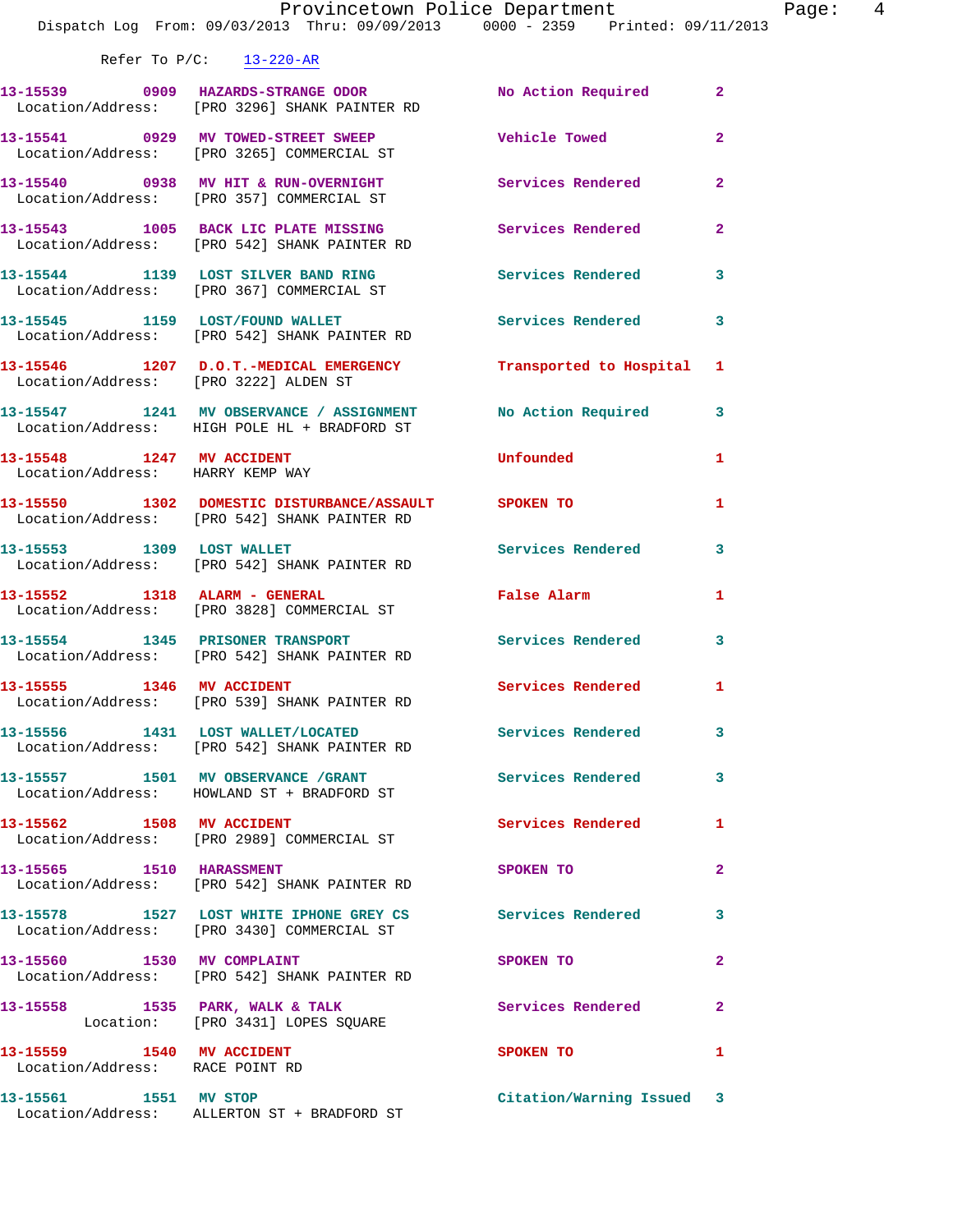Refer To P/C: 13-220-AR

| Call # | Time | Call Reason | Action | Priority |
|---|---|---|---|---|
| 13-15539 | 0909 | HAZARDS-STRANGE ODOR | No Action Required | 2 |
| Location/Address: | | [PRO 3296] SHANK PAINTER RD | | |
| 13-15541 | 0929 | MV TOWED-STREET SWEEP | Vehicle Towed | 2 |
| Location/Address: | | [PRO 3265] COMMERCIAL ST | | |
| 13-15540 | 0938 | MV HIT & RUN-OVERNIGHT | Services Rendered | 2 |
| Location/Address: | | [PRO 357] COMMERCIAL ST | | |
| 13-15543 | 1005 | BACK LIC PLATE MISSING | Services Rendered | 2 |
| Location/Address: | | [PRO 542] SHANK PAINTER RD | | |
| 13-15544 | 1139 | LOST SILVER BAND RING | Services Rendered | 3 |
| Location/Address: | | [PRO 367] COMMERCIAL ST | | |
| 13-15545 | 1159 | LOST/FOUND WALLET | Services Rendered | 3 |
| Location/Address: | | [PRO 542] SHANK PAINTER RD | | |
| 13-15546 | 1207 | D.O.T.-MEDICAL EMERGENCY | Transported to Hospital | 1 |
| Location/Address: | | [PRO 3222] ALDEN ST | | |
| 13-15547 | 1241 | MV OBSERVANCE / ASSIGNMENT | No Action Required | 3 |
| Location/Address: | | HIGH POLE HL + BRADFORD ST | | |
| 13-15548 | 1247 | MV ACCIDENT | Unfounded | 1 |
| Location/Address: | | HARRY KEMP WAY | | |
| 13-15550 | 1302 | DOMESTIC DISTURBANCE/ASSAULT | SPOKEN TO | 1 |
| Location/Address: | | [PRO 542] SHANK PAINTER RD | | |
| 13-15553 | 1309 | LOST WALLET | Services Rendered | 3 |
| Location/Address: | | [PRO 542] SHANK PAINTER RD | | |
| 13-15552 | 1318 | ALARM - GENERAL | False Alarm | 1 |
| Location/Address: | | [PRO 3828] COMMERCIAL ST | | |
| 13-15554 | 1345 | PRISONER TRANSPORT | Services Rendered | 3 |
| Location/Address: | | [PRO 542] SHANK PAINTER RD | | |
| 13-15555 | 1346 | MV ACCIDENT | Services Rendered | 1 |
| Location/Address: | | [PRO 539] SHANK PAINTER RD | | |
| 13-15556 | 1431 | LOST WALLET/LOCATED | Services Rendered | 3 |
| Location/Address: | | [PRO 542] SHANK PAINTER RD | | |
| 13-15557 | 1501 | MV OBSERVANCE /GRANT | Services Rendered | 3 |
| Location/Address: | | HOWLAND ST + BRADFORD ST | | |
| 13-15562 | 1508 | MV ACCIDENT | Services Rendered | 1 |
| Location/Address: | | [PRO 2989] COMMERCIAL ST | | |
| 13-15565 | 1510 | HARASSMENT | SPOKEN TO | 2 |
| Location/Address: | | [PRO 542] SHANK PAINTER RD | | |
| 13-15578 | 1527 | LOST WHITE IPHONE GREY CS | Services Rendered | 3 |
| Location/Address: | | [PRO 3430] COMMERCIAL ST | | |
| 13-15560 | 1530 | MV COMPLAINT | SPOKEN TO | 2 |
| Location/Address: | | [PRO 542] SHANK PAINTER RD | | |
| 13-15558 | 1535 | PARK, WALK & TALK | Services Rendered | 2 |
| Location: | | [PRO 3431] LOPES SQUARE | | |
| 13-15559 | 1540 | MV ACCIDENT | SPOKEN TO | 1 |
| Location/Address: | | RACE POINT RD | | |
| 13-15561 | 1551 | MV STOP | Citation/Warning Issued | 3 |
| Location/Address: | | ALLERTON ST + BRADFORD ST | | |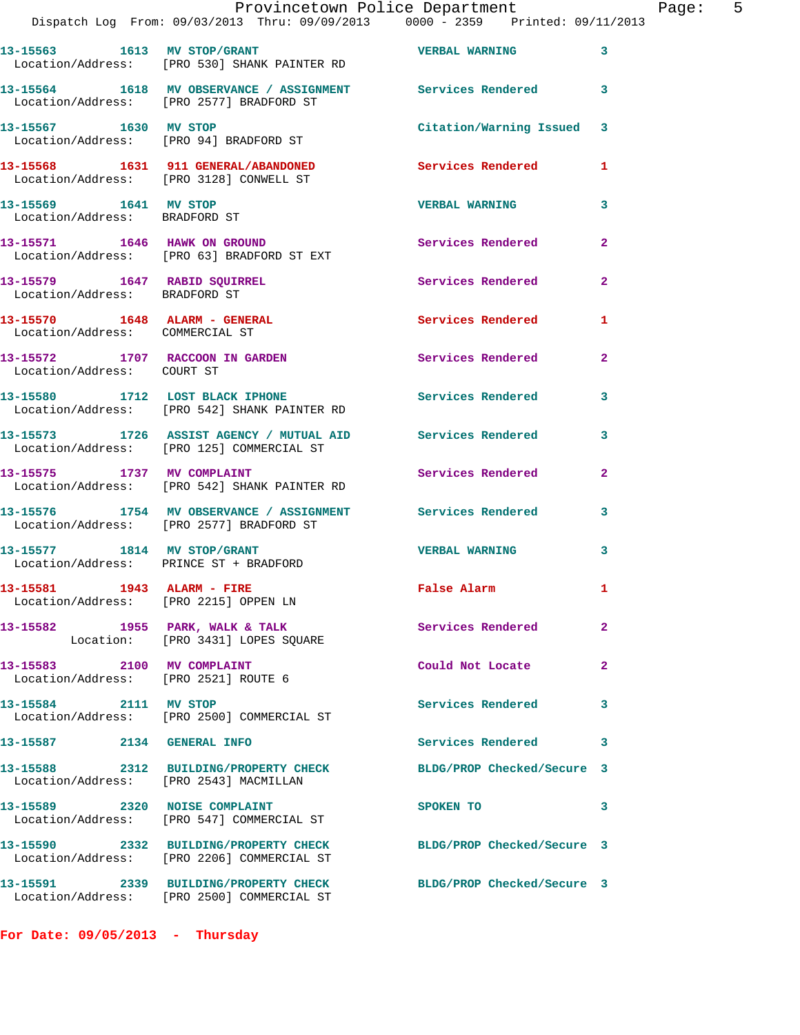13-15563 1613 MV STOP/GRANT VERBAL WARNING 3
Location/Address: [PRO 530] SHANK PAINTER RD

13-15564 1618 MV OBSERVANCE / ASSIGNMENT Services Rendered 3
Location/Address: [PRO 2577] BRADFORD ST

13-15567 1630 MV STOP Citation/Warning Issued 3
Location/Address: [PRO 94] BRADFORD ST

13-15568 1631 911 GENERAL/ABANDONED Services Rendered 1
Location/Address: [PRO 3128] CONWELL ST

13-15569 1641 MV STOP VERBAL WARNING 3
Location/Address: BRADFORD ST

13-15571 1646 HAWK ON GROUND Services Rendered 2
Location/Address: [PRO 63] BRADFORD ST EXT

13-15579 1647 RABID SQUIRREL Services Rendered 2
Location/Address: BRADFORD ST

13-15570 1648 ALARM - GENERAL Services Rendered 1
Location/Address: COMMERCIAL ST

13-15572 1707 RACCOON IN GARDEN Services Rendered 2
Location/Address: COURT ST

13-15580 1712 LOST BLACK IPHONE Services Rendered 3
Location/Address: [PRO 542] SHANK PAINTER RD

13-15573 1726 ASSIST AGENCY / MUTUAL AID Services Rendered 3
Location/Address: [PRO 125] COMMERCIAL ST

13-15575 1737 MV COMPLAINT Services Rendered 2
Location/Address: [PRO 542] SHANK PAINTER RD

13-15576 1754 MV OBSERVANCE / ASSIGNMENT Services Rendered 3
Location/Address: [PRO 2577] BRADFORD ST

13-15577 1814 MV STOP/GRANT VERBAL WARNING 3
Location/Address: PRINCE ST + BRADFORD

13-15581 1943 ALARM - FIRE False Alarm 1
Location/Address: [PRO 2215] OPPEN LN

13-15582 1955 PARK, WALK & TALK Services Rendered 2
Location: [PRO 3431] LOPES SQUARE

13-15583 2100 MV COMPLAINT Could Not Locate 2
Location/Address: [PRO 2521] ROUTE 6

13-15584 2111 MV STOP Services Rendered 3
Location/Address: [PRO 2500] COMMERCIAL ST

13-15587 2134 GENERAL INFO Services Rendered 3

13-15588 2312 BUILDING/PROPERTY CHECK BLDG/PROP Checked/Secure 3
Location/Address: [PRO 2543] MACMILLAN

13-15589 2320 NOISE COMPLAINT SPOKEN TO 3
Location/Address: [PRO 547] COMMERCIAL ST

13-15590 2332 BUILDING/PROPERTY CHECK BLDG/PROP Checked/Secure 3
Location/Address: [PRO 2206] COMMERCIAL ST

13-15591 2339 BUILDING/PROPERTY CHECK BLDG/PROP Checked/Secure 3
Location/Address: [PRO 2500] COMMERCIAL ST

**For Date: 09/05/2013 - Thursday**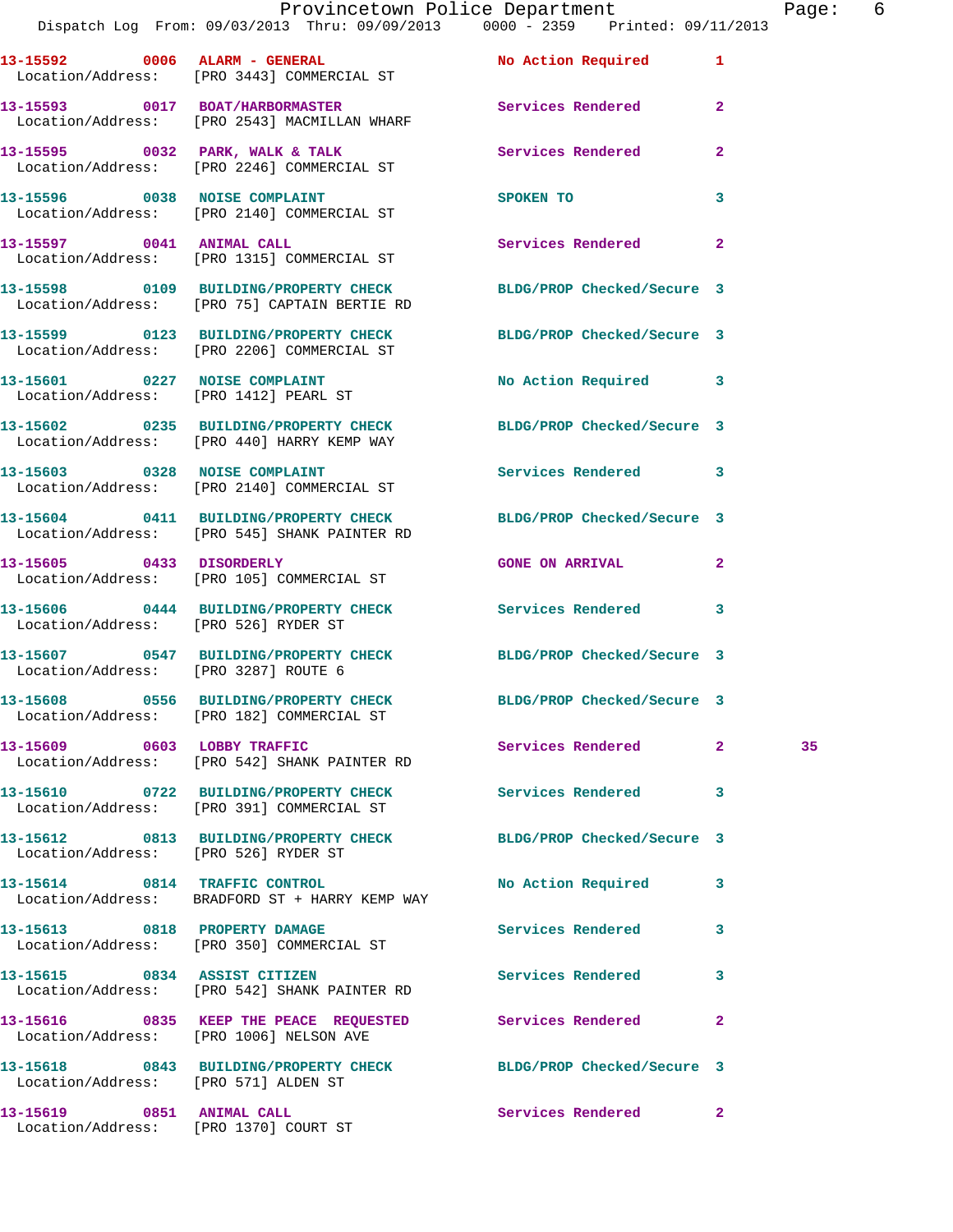Dispatch Log From: 09/03/2013 Thru: 09/09/2013 0000 - 2359 Printed: 09/11/2013

| Call Number | Time | Call Reason | Action | Priority | |
|---|---|---|---|---|---|
| 13-15592 | 0006 | ALARM - GENERAL | No Action Required | 1 | |
| Location/Address: [PRO 3443] COMMERCIAL ST | | | | | |
| 13-15593 | 0017 | BOAT/HARBORMASTER | Services Rendered | 2 | |
| Location/Address: [PRO 2543] MACMILLAN WHARF | | | | | |
| 13-15595 | 0032 | PARK, WALK & TALK | Services Rendered | 2 | |
| Location/Address: [PRO 2246] COMMERCIAL ST | | | | | |
| 13-15596 | 0038 | NOISE COMPLAINT | SPOKEN TO | 3 | |
| Location/Address: [PRO 2140] COMMERCIAL ST | | | | | |
| 13-15597 | 0041 | ANIMAL CALL | Services Rendered | 2 | |
| Location/Address: [PRO 1315] COMMERCIAL ST | | | | | |
| 13-15598 | 0109 | BUILDING/PROPERTY CHECK | BLDG/PROP Checked/Secure | 3 | |
| Location/Address: [PRO 75] CAPTAIN BERTIE RD | | | | | |
| 13-15599 | 0123 | BUILDING/PROPERTY CHECK | BLDG/PROP Checked/Secure | 3 | |
| Location/Address: [PRO 2206] COMMERCIAL ST | | | | | |
| 13-15601 | 0227 | NOISE COMPLAINT | No Action Required | 3 | |
| Location/Address: [PRO 1412] PEARL ST | | | | | |
| 13-15602 | 0235 | BUILDING/PROPERTY CHECK | BLDG/PROP Checked/Secure | 3 | |
| Location/Address: [PRO 440] HARRY KEMP WAY | | | | | |
| 13-15603 | 0328 | NOISE COMPLAINT | Services Rendered | 3 | |
| Location/Address: [PRO 2140] COMMERCIAL ST | | | | | |
| 13-15604 | 0411 | BUILDING/PROPERTY CHECK | BLDG/PROP Checked/Secure | 3 | |
| Location/Address: [PRO 545] SHANK PAINTER RD | | | | | |
| 13-15605 | 0433 | DISORDERLY | GONE ON ARRIVAL | 2 | |
| Location/Address: [PRO 105] COMMERCIAL ST | | | | | |
| 13-15606 | 0444 | BUILDING/PROPERTY CHECK | Services Rendered | 3 | |
| Location/Address: [PRO 526] RYDER ST | | | | | |
| 13-15607 | 0547 | BUILDING/PROPERTY CHECK | BLDG/PROP Checked/Secure | 3 | |
| Location/Address: [PRO 3287] ROUTE 6 | | | | | |
| 13-15608 | 0556 | BUILDING/PROPERTY CHECK | BLDG/PROP Checked/Secure | 3 | |
| Location/Address: [PRO 182] COMMERCIAL ST | | | | | |
| 13-15609 | 0603 | LOBBY TRAFFIC | Services Rendered | 2 | 35 |
| Location/Address: [PRO 542] SHANK PAINTER RD | | | | | |
| 13-15610 | 0722 | BUILDING/PROPERTY CHECK | Services Rendered | 3 | |
| Location/Address: [PRO 391] COMMERCIAL ST | | | | | |
| 13-15612 | 0813 | BUILDING/PROPERTY CHECK | BLDG/PROP Checked/Secure | 3 | |
| Location/Address: [PRO 526] RYDER ST | | | | | |
| 13-15614 | 0814 | TRAFFIC CONTROL | No Action Required | 3 | |
| Location/Address: BRADFORD ST + HARRY KEMP WAY | | | | | |
| 13-15613 | 0818 | PROPERTY DAMAGE | Services Rendered | 3 | |
| Location/Address: [PRO 350] COMMERCIAL ST | | | | | |
| 13-15615 | 0834 | ASSIST CITIZEN | Services Rendered | 3 | |
| Location/Address: [PRO 542] SHANK PAINTER RD | | | | | |
| 13-15616 | 0835 | KEEP THE PEACE REQUESTED | Services Rendered | 2 | |
| Location/Address: [PRO 1006] NELSON AVE | | | | | |
| 13-15618 | 0843 | BUILDING/PROPERTY CHECK | BLDG/PROP Checked/Secure | 3 | |
| Location/Address: [PRO 571] ALDEN ST | | | | | |
| 13-15619 | 0851 | ANIMAL CALL | Services Rendered | 2 | |
| Location/Address: [PRO 1370] COURT ST | | | | | |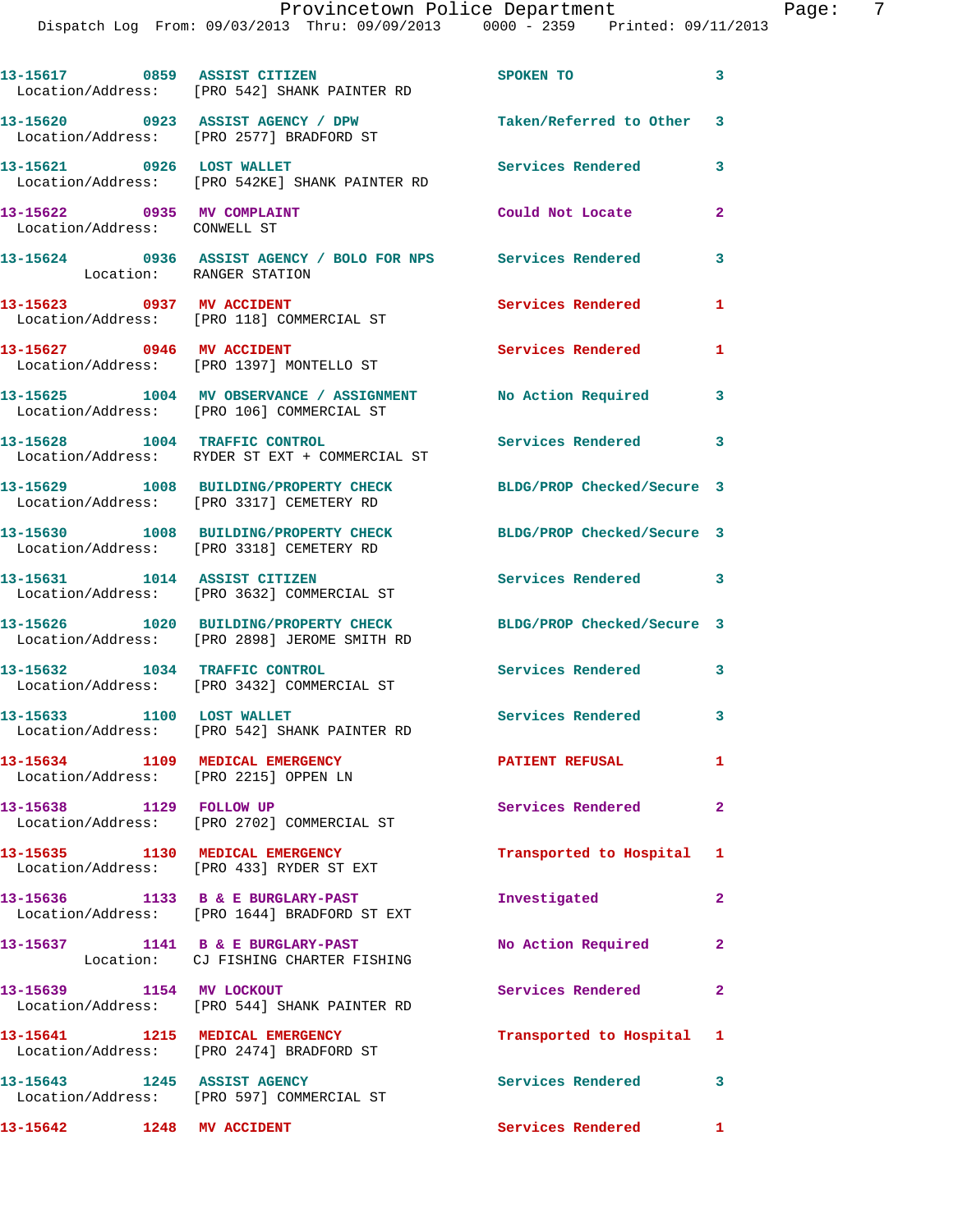13-15617 0859 ASSIST CITIZEN SPOKEN TO 3
Location/Address: [PRO 542] SHANK PAINTER RD

13-15620 0923 ASSIST AGENCY / DPW Taken/Referred to Other 3
Location/Address: [PRO 2577] BRADFORD ST

13-15621 0926 LOST WALLET Services Rendered 3
Location/Address: [PRO 542KE] SHANK PAINTER RD

13-15622 0935 MV COMPLAINT Could Not Locate 2
Location/Address: CONWELL ST

13-15624 0936 ASSIST AGENCY / BOLO FOR NPS Services Rendered 3
Location: RANGER STATION

13-15623 0937 MV ACCIDENT Services Rendered 1
Location/Address: [PRO 118] COMMERCIAL ST

13-15627 0946 MV ACCIDENT Services Rendered 1
Location/Address: [PRO 1397] MONTELLO ST

13-15625 1004 MV OBSERVANCE / ASSIGNMENT No Action Required 3
Location/Address: [PRO 106] COMMERCIAL ST

13-15628 1004 TRAFFIC CONTROL Services Rendered 3
Location/Address: RYDER ST EXT + COMMERCIAL ST

13-15629 1008 BUILDING/PROPERTY CHECK BLDG/PROP Checked/Secure 3
Location/Address: [PRO 3317] CEMETERY RD

13-15630 1008 BUILDING/PROPERTY CHECK BLDG/PROP Checked/Secure 3
Location/Address: [PRO 3318] CEMETERY RD

13-15631 1014 ASSIST CITIZEN Services Rendered 3
Location/Address: [PRO 3632] COMMERCIAL ST

13-15626 1020 BUILDING/PROPERTY CHECK BLDG/PROP Checked/Secure 3
Location/Address: [PRO 2898] JEROME SMITH RD

13-15632 1034 TRAFFIC CONTROL Services Rendered 3
Location/Address: [PRO 3432] COMMERCIAL ST

13-15633 1100 LOST WALLET Services Rendered 3
Location/Address: [PRO 542] SHANK PAINTER RD

13-15634 1109 MEDICAL EMERGENCY PATIENT REFUSAL 1
Location/Address: [PRO 2215] OPPEN LN

13-15638 1129 FOLLOW UP Services Rendered 2
Location/Address: [PRO 2702] COMMERCIAL ST

13-15635 1130 MEDICAL EMERGENCY Transported to Hospital 1
Location/Address: [PRO 433] RYDER ST EXT

13-15636 1133 B & E BURGLARY-PAST Investigated 2
Location/Address: [PRO 1644] BRADFORD ST EXT

13-15637 1141 B & E BURGLARY-PAST No Action Required 2
Location: CJ FISHING CHARTER FISHING

13-15639 1154 MV LOCKOUT Services Rendered 2
Location/Address: [PRO 544] SHANK PAINTER RD

13-15641 1215 MEDICAL EMERGENCY Transported to Hospital 1
Location/Address: [PRO 2474] BRADFORD ST

13-15643 1245 ASSIST AGENCY Services Rendered 3
Location/Address: [PRO 597] COMMERCIAL ST

13-15642 1248 MV ACCIDENT Services Rendered 1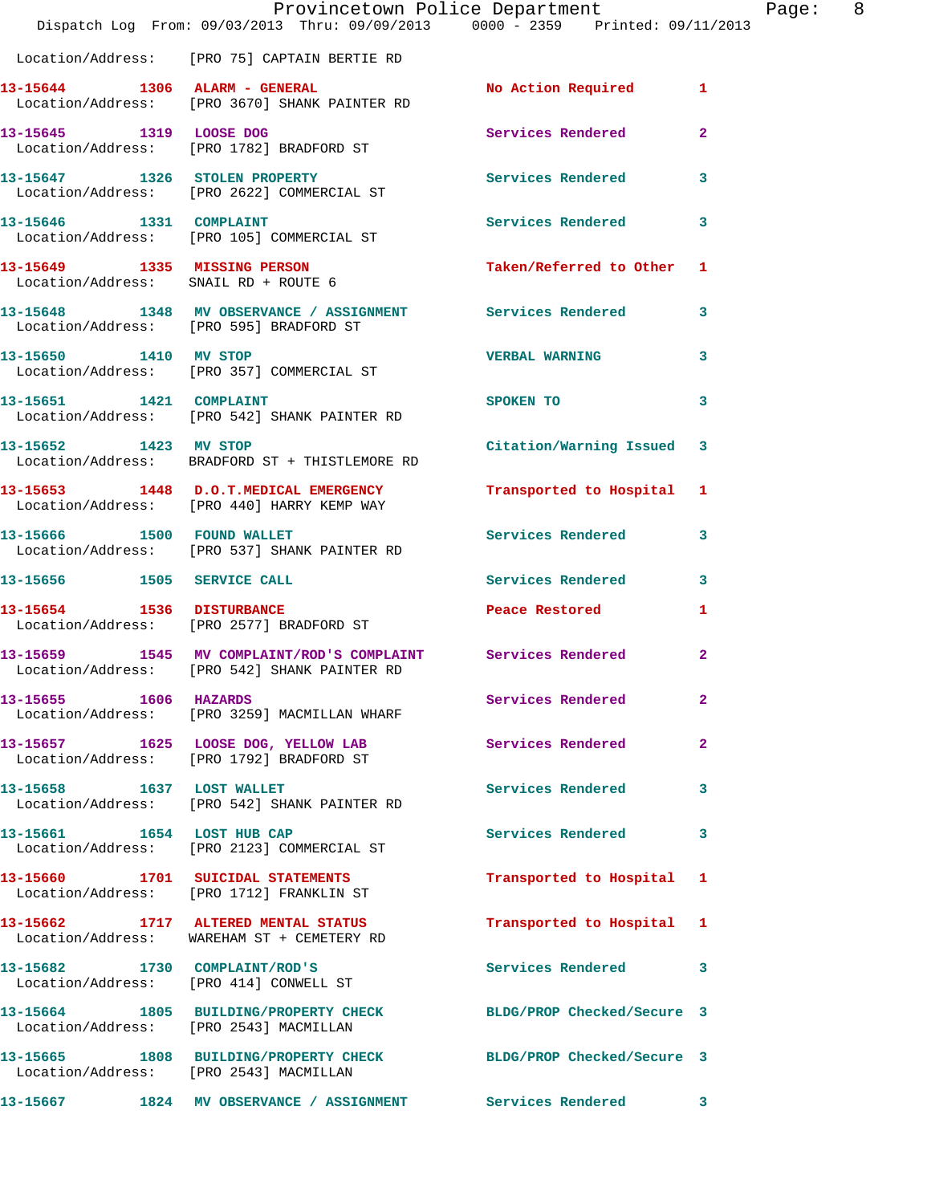Location/Address: [PRO 75] CAPTAIN BERTIE RD

13-15644 1306 ALARM - GENERAL No Action Required 1
Location/Address: [PRO 3670] SHANK PAINTER RD

13-15645 1319 LOOSE DOG Services Rendered 2
Location/Address: [PRO 1782] BRADFORD ST

13-15647 1326 STOLEN PROPERTY Services Rendered 3
Location/Address: [PRO 2622] COMMERCIAL ST

13-15646 1331 COMPLAINT Services Rendered 3
Location/Address: [PRO 105] COMMERCIAL ST

13-15649 1335 MISSING PERSON Taken/Referred to Other 1
Location/Address: SNAIL RD + ROUTE 6

13-15648 1348 MV OBSERVANCE / ASSIGNMENT Services Rendered 3
Location/Address: [PRO 595] BRADFORD ST

13-15650 1410 MV STOP VERBAL WARNING 3
Location/Address: [PRO 357] COMMERCIAL ST

13-15651 1421 COMPLAINT SPOKEN TO 3
Location/Address: [PRO 542] SHANK PAINTER RD

13-15652 1423 MV STOP Citation/Warning Issued 3
Location/Address: BRADFORD ST + THISTLEMORE RD

13-15653 1448 D.O.T.MEDICAL EMERGENCY Transported to Hospital 1
Location/Address: [PRO 440] HARRY KEMP WAY

13-15666 1500 FOUND WALLET Services Rendered 3
Location/Address: [PRO 537] SHANK PAINTER RD

13-15656 1505 SERVICE CALL Services Rendered 3

13-15654 1536 DISTURBANCE Peace Restored 1
Location/Address: [PRO 2577] BRADFORD ST

13-15659 1545 MV COMPLAINT/ROD'S COMPLAINT Services Rendered 2
Location/Address: [PRO 542] SHANK PAINTER RD

13-15655 1606 HAZARDS Services Rendered 2
Location/Address: [PRO 3259] MACMILLAN WHARF

13-15657 1625 LOOSE DOG, YELLOW LAB Services Rendered 2
Location/Address: [PRO 1792] BRADFORD ST

13-15658 1637 LOST WALLET Services Rendered 3
Location/Address: [PRO 542] SHANK PAINTER RD

13-15661 1654 LOST HUB CAP Services Rendered 3
Location/Address: [PRO 2123] COMMERCIAL ST

13-15660 1701 SUICIDAL STATEMENTS Transported to Hospital 1
Location/Address: [PRO 1712] FRANKLIN ST

13-15662 1717 ALTERED MENTAL STATUS Transported to Hospital 1
Location/Address: WAREHAM ST + CEMETERY RD

13-15682 1730 COMPLAINT/ROD'S Services Rendered 3
Location/Address: [PRO 414] CONWELL ST

13-15664 1805 BUILDING/PROPERTY CHECK BLDG/PROP Checked/Secure 3
Location/Address: [PRO 2543] MACMILLAN

13-15665 1808 BUILDING/PROPERTY CHECK BLDG/PROP Checked/Secure 3
Location/Address: [PRO 2543] MACMILLAN

13-15667 1824 MV OBSERVANCE / ASSIGNMENT Services Rendered 3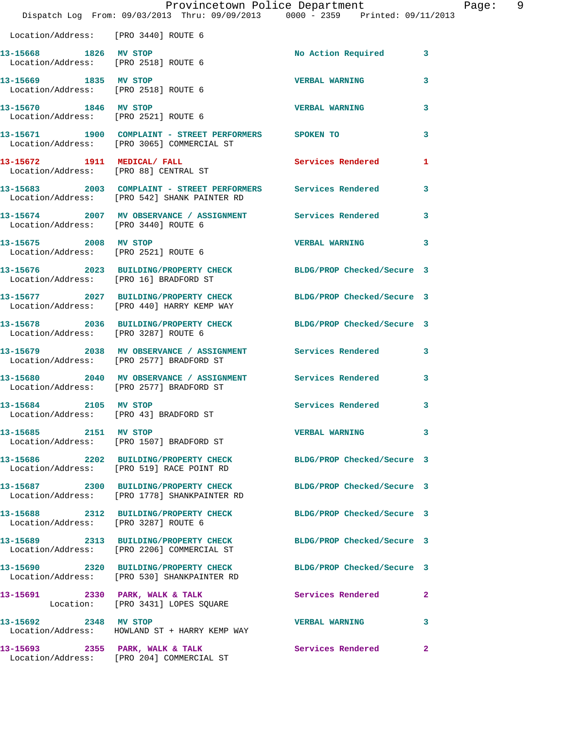Location/Address: [PRO 3440] ROUTE 6

**13-15668** 1826 **MV STOP** No Action Required 3
Location/Address: [PRO 2518] ROUTE 6

**13-15669** 1835 **MV STOP** VERBAL WARNING 3
Location/Address: [PRO 2518] ROUTE 6

**13-15670** 1846 **MV STOP** VERBAL WARNING 3
Location/Address: [PRO 2521] ROUTE 6

**13-15671** 1900 **COMPLAINT - STREET PERFORMERS** SPOKEN TO 3
Location/Address: [PRO 3065] COMMERCIAL ST

**13-15672** 1911 **MEDICAL/ FALL** Services Rendered 1
Location/Address: [PRO 88] CENTRAL ST

**13-15683** 2003 **COMPLAINT - STREET PERFORMERS** Services Rendered 3
Location/Address: [PRO 542] SHANK PAINTER RD

**13-15674** 2007 **MV OBSERVANCE / ASSIGNMENT** Services Rendered 3
Location/Address: [PRO 3440] ROUTE 6

**13-15675** 2008 **MV STOP** VERBAL WARNING 3
Location/Address: [PRO 2521] ROUTE 6

**13-15676** 2023 **BUILDING/PROPERTY CHECK** BLDG/PROP Checked/Secure 3
Location/Address: [PRO 16] BRADFORD ST

**13-15677** 2027 **BUILDING/PROPERTY CHECK** BLDG/PROP Checked/Secure 3
Location/Address: [PRO 440] HARRY KEMP WAY

**13-15678** 2036 **BUILDING/PROPERTY CHECK** BLDG/PROP Checked/Secure 3
Location/Address: [PRO 3287] ROUTE 6

**13-15679** 2038 **MV OBSERVANCE / ASSIGNMENT** Services Rendered 3
Location/Address: [PRO 2577] BRADFORD ST

**13-15680** 2040 **MV OBSERVANCE / ASSIGNMENT** Services Rendered 3
Location/Address: [PRO 2577] BRADFORD ST

**13-15684** 2105 **MV STOP** Services Rendered 3
Location/Address: [PRO 43] BRADFORD ST

**13-15685** 2151 **MV STOP** VERBAL WARNING 3
Location/Address: [PRO 1507] BRADFORD ST

**13-15686** 2202 **BUILDING/PROPERTY CHECK** BLDG/PROP Checked/Secure 3
Location/Address: [PRO 519] RACE POINT RD

**13-15687** 2300 **BUILDING/PROPERTY CHECK** BLDG/PROP Checked/Secure 3
Location/Address: [PRO 1778] SHANKPAINTER RD

**13-15688** 2312 **BUILDING/PROPERTY CHECK** BLDG/PROP Checked/Secure 3
Location/Address: [PRO 3287] ROUTE 6

**13-15689** 2313 **BUILDING/PROPERTY CHECK** BLDG/PROP Checked/Secure 3
Location/Address: [PRO 2206] COMMERCIAL ST

**13-15690** 2320 **BUILDING/PROPERTY CHECK** BLDG/PROP Checked/Secure 3
Location/Address: [PRO 530] SHANKPAINTER RD

**13-15691** 2330 **PARK, WALK & TALK** Services Rendered 2
Location: [PRO 3431] LOPES SQUARE

**13-15692** 2348 **MV STOP** VERBAL WARNING 3
Location/Address: HOWLAND ST + HARRY KEMP WAY

**13-15693** 2355 **PARK, WALK & TALK** Services Rendered 2
Location/Address: [PRO 204] COMMERCIAL ST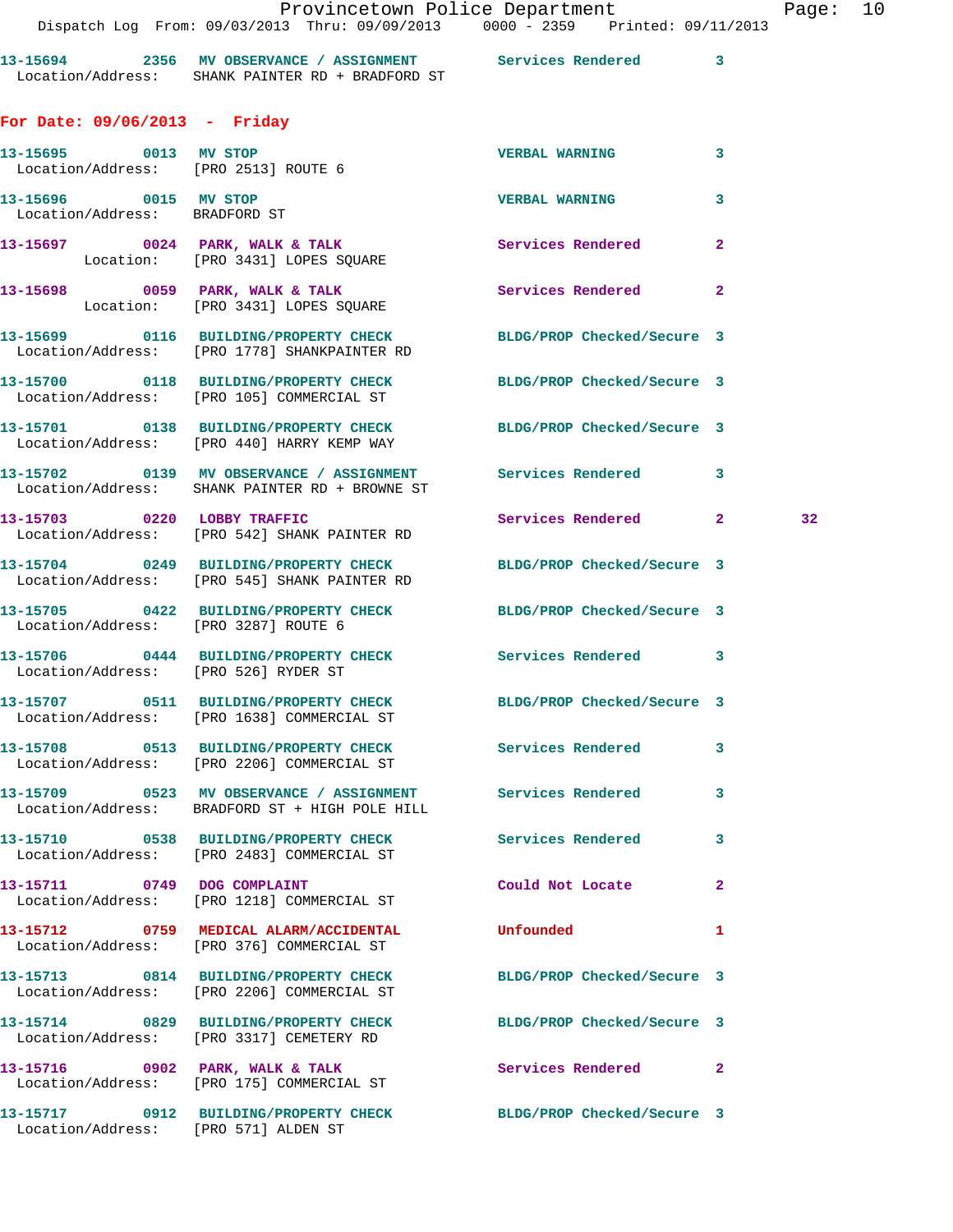13-15694 2356 MV OBSERVANCE / ASSIGNMENT Services Rendered 3
Location/Address: SHANK PAINTER RD + BRADFORD ST

## For Date: 09/06/2013 - Friday

13-15695 0013 MV STOP VERBAL WARNING 3
Location/Address: [PRO 2513] ROUTE 6

13-15696 0015 MV STOP VERBAL WARNING 3
Location/Address: BRADFORD ST

13-15697 0024 PARK, WALK & TALK Services Rendered 2
Location: [PRO 3431] LOPES SQUARE

13-15698 0059 PARK, WALK & TALK Services Rendered 2
Location: [PRO 3431] LOPES SQUARE

13-15699 0116 BUILDING/PROPERTY CHECK BLDG/PROP Checked/Secure 3
Location/Address: [PRO 1778] SHANKPAINTER RD

13-15700 0118 BUILDING/PROPERTY CHECK BLDG/PROP Checked/Secure 3
Location/Address: [PRO 105] COMMERCIAL ST

13-15701 0138 BUILDING/PROPERTY CHECK BLDG/PROP Checked/Secure 3
Location/Address: [PRO 440] HARRY KEMP WAY

13-15702 0139 MV OBSERVANCE / ASSIGNMENT Services Rendered 3
Location/Address: SHANK PAINTER RD + BROWNE ST

13-15703 0220 LOBBY TRAFFIC Services Rendered 2 32
Location/Address: [PRO 542] SHANK PAINTER RD

13-15704 0249 BUILDING/PROPERTY CHECK BLDG/PROP Checked/Secure 3
Location/Address: [PRO 545] SHANK PAINTER RD

13-15705 0422 BUILDING/PROPERTY CHECK BLDG/PROP Checked/Secure 3
Location/Address: [PRO 3287] ROUTE 6

13-15706 0444 BUILDING/PROPERTY CHECK Services Rendered 3
Location/Address: [PRO 526] RYDER ST

13-15707 0511 BUILDING/PROPERTY CHECK BLDG/PROP Checked/Secure 3
Location/Address: [PRO 1638] COMMERCIAL ST

13-15708 0513 BUILDING/PROPERTY CHECK Services Rendered 3
Location/Address: [PRO 2206] COMMERCIAL ST

13-15709 0523 MV OBSERVANCE / ASSIGNMENT Services Rendered 3
Location/Address: BRADFORD ST + HIGH POLE HILL

13-15710 0538 BUILDING/PROPERTY CHECK Services Rendered 3
Location/Address: [PRO 2483] COMMERCIAL ST

13-15711 0749 DOG COMPLAINT Could Not Locate 2
Location/Address: [PRO 1218] COMMERCIAL ST

13-15712 0759 MEDICAL ALARM/ACCIDENTAL Unfounded 1
Location/Address: [PRO 376] COMMERCIAL ST

13-15713 0814 BUILDING/PROPERTY CHECK BLDG/PROP Checked/Secure 3
Location/Address: [PRO 2206] COMMERCIAL ST

13-15714 0829 BUILDING/PROPERTY CHECK BLDG/PROP Checked/Secure 3
Location/Address: [PRO 3317] CEMETERY RD

13-15716 0902 PARK, WALK & TALK Services Rendered 2
Location/Address: [PRO 175] COMMERCIAL ST

13-15717 0912 BUILDING/PROPERTY CHECK BLDG/PROP Checked/Secure 3
Location/Address: [PRO 571] ALDEN ST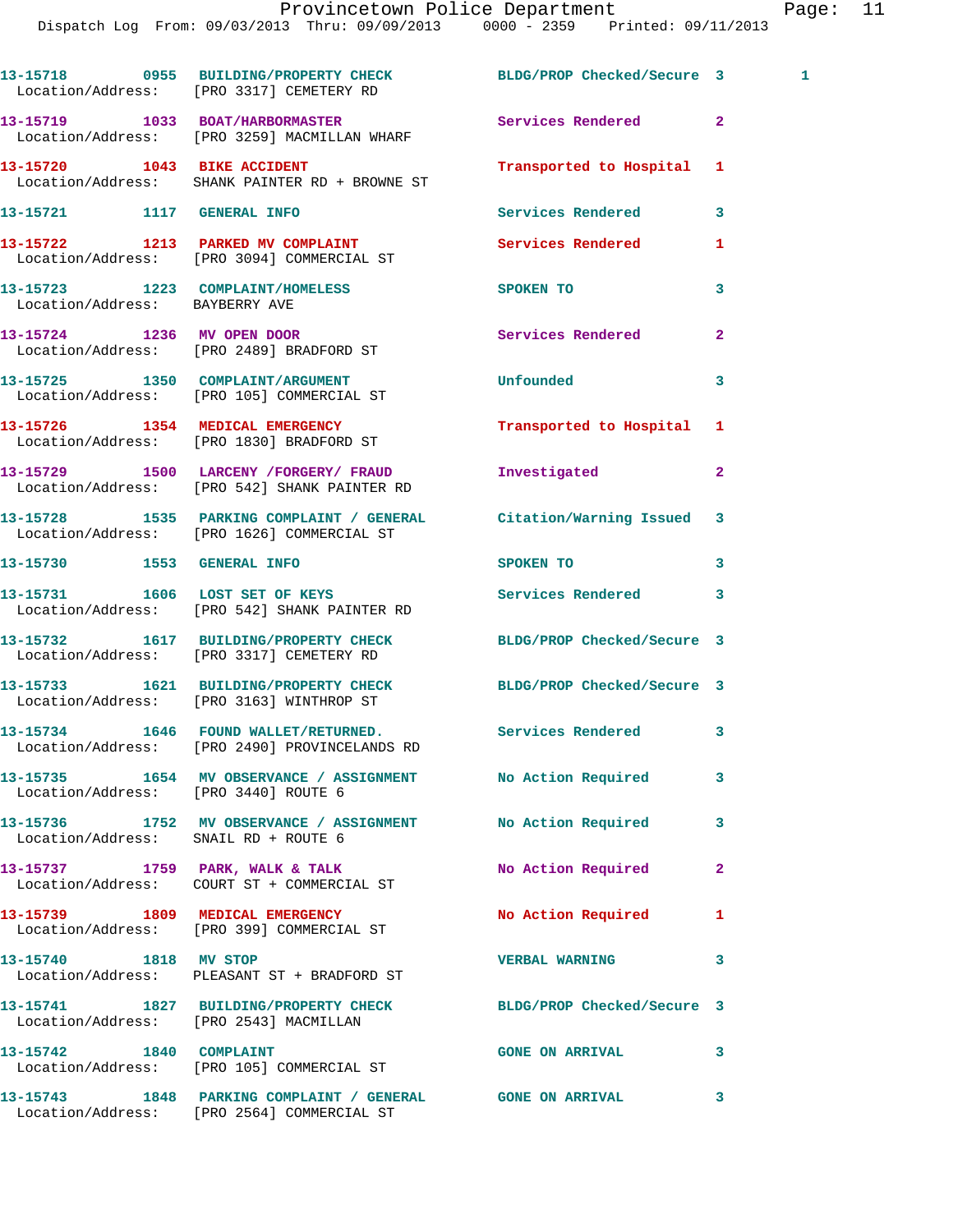| Call # | Time | Call Reason | Action | Priority | |
|---|---|---|---|---|---|
| 13-15718 | 0955 | BUILDING/PROPERTY CHECK | BLDG/PROP Checked/Secure | 3 | 1 |
| Location/Address: | | [PRO 3317] CEMETERY RD | | | |
| 13-15719 | 1033 | BOAT/HARBORMASTER | Services Rendered | 2 | |
| Location/Address: | | [PRO 3259] MACMILLAN WHARF | | | |
| 13-15720 | 1043 | BIKE ACCIDENT | Transported to Hospital | 1 | |
| Location/Address: | | SHANK PAINTER RD + BROWNE ST | | | |
| 13-15721 | 1117 | GENERAL INFO | Services Rendered | 3 | |
| 13-15722 | 1213 | PARKED MV COMPLAINT | Services Rendered | 1 | |
| Location/Address: | | [PRO 3094] COMMERCIAL ST | | | |
| 13-15723 | 1223 | COMPLAINT/HOMELESS | SPOKEN TO | 3 | |
| Location/Address: | | BAYBERRY AVE | | | |
| 13-15724 | 1236 | MV OPEN DOOR | Services Rendered | 2 | |
| Location/Address: | | [PRO 2489] BRADFORD ST | | | |
| 13-15725 | 1350 | COMPLAINT/ARGUMENT | Unfounded | 3 | |
| Location/Address: | | [PRO 105] COMMERCIAL ST | | | |
| 13-15726 | 1354 | MEDICAL EMERGENCY | Transported to Hospital | 1 | |
| Location/Address: | | [PRO 1830] BRADFORD ST | | | |
| 13-15729 | 1500 | LARCENY /FORGERY/ FRAUD | Investigated | 2 | |
| Location/Address: | | [PRO 542] SHANK PAINTER RD | | | |
| 13-15728 | 1535 | PARKING COMPLAINT / GENERAL | Citation/Warning Issued | 3 | |
| Location/Address: | | [PRO 1626] COMMERCIAL ST | | | |
| 13-15730 | 1553 | GENERAL INFO | SPOKEN TO | 3 | |
| 13-15731 | 1606 | LOST SET OF KEYS | Services Rendered | 3 | |
| Location/Address: | | [PRO 542] SHANK PAINTER RD | | | |
| 13-15732 | 1617 | BUILDING/PROPERTY CHECK | BLDG/PROP Checked/Secure | 3 | |
| Location/Address: | | [PRO 3317] CEMETERY RD | | | |
| 13-15733 | 1621 | BUILDING/PROPERTY CHECK | BLDG/PROP Checked/Secure | 3 | |
| Location/Address: | | [PRO 3163] WINTHROP ST | | | |
| 13-15734 | 1646 | FOUND WALLET/RETURNED. | Services Rendered | 3 | |
| Location/Address: | | [PRO 2490] PROVINCELANDS RD | | | |
| 13-15735 | 1654 | MV OBSERVANCE / ASSIGNMENT | No Action Required | 3 | |
| Location/Address: | | [PRO 3440] ROUTE 6 | | | |
| 13-15736 | 1752 | MV OBSERVANCE / ASSIGNMENT | No Action Required | 3 | |
| Location/Address: | | SNAIL RD + ROUTE 6 | | | |
| 13-15737 | 1759 | PARK, WALK & TALK | No Action Required | 2 | |
| Location/Address: | | COURT ST + COMMERCIAL ST | | | |
| 13-15739 | 1809 | MEDICAL EMERGENCY | No Action Required | 1 | |
| Location/Address: | | [PRO 399] COMMERCIAL ST | | | |
| 13-15740 | 1818 | MV STOP | VERBAL WARNING | 3 | |
| Location/Address: | | PLEASANT ST + BRADFORD ST | | | |
| 13-15741 | 1827 | BUILDING/PROPERTY CHECK | BLDG/PROP Checked/Secure | 3 | |
| Location/Address: | | [PRO 2543] MACMILLAN | | | |
| 13-15742 | 1840 | COMPLAINT | GONE ON ARRIVAL | 3 | |
| Location/Address: | | [PRO 105] COMMERCIAL ST | | | |
| 13-15743 | 1848 | PARKING COMPLAINT / GENERAL | GONE ON ARRIVAL | 3 | |
| Location/Address: | | [PRO 2564] COMMERCIAL ST | | | |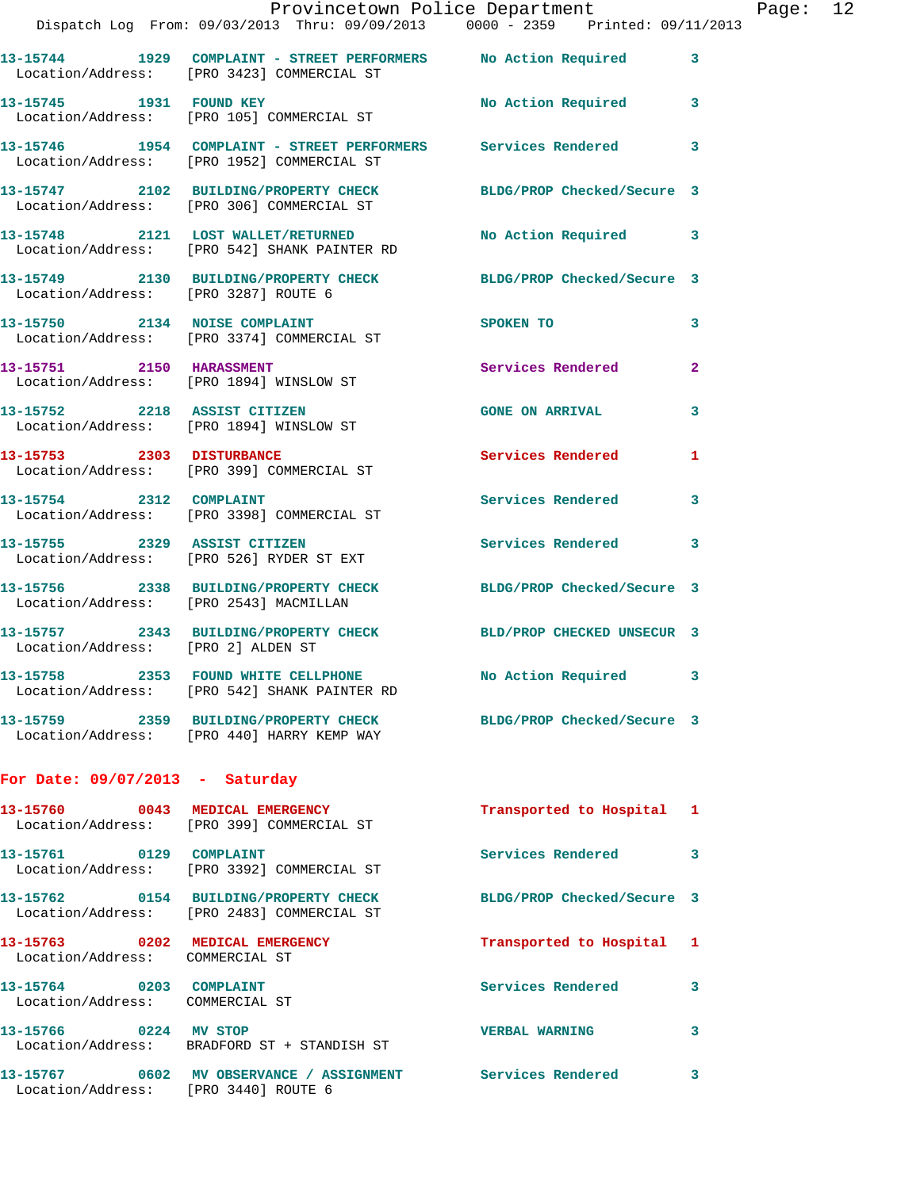13-15744 1929 **COMPLAINT - STREET PERFORMERS** No Action Required 3
Location/Address: [PRO 3423] COMMERCIAL ST

13-15745 1931 **FOUND KEY** No Action Required 3
Location/Address: [PRO 105] COMMERCIAL ST

13-15746 1954 **COMPLAINT - STREET PERFORMERS** Services Rendered 3
Location/Address: [PRO 1952] COMMERCIAL ST

13-15747 2102 **BUILDING/PROPERTY CHECK** BLDG/PROP Checked/Secure 3
Location/Address: [PRO 306] COMMERCIAL ST

13-15748 2121 **LOST WALLET/RETURNED** No Action Required 3
Location/Address: [PRO 542] SHANK PAINTER RD

13-15749 2130 **BUILDING/PROPERTY CHECK** BLDG/PROP Checked/Secure 3
Location/Address: [PRO 3287] ROUTE 6

13-15750 2134 **NOISE COMPLAINT** SPOKEN TO 3
Location/Address: [PRO 3374] COMMERCIAL ST

13-15751 2150 **HARASSMENT** Services Rendered 2
Location/Address: [PRO 1894] WINSLOW ST

13-15752 2218 **ASSIST CITIZEN** GONE ON ARRIVAL 3
Location/Address: [PRO 1894] WINSLOW ST

13-15753 2303 **DISTURBANCE** Services Rendered 1
Location/Address: [PRO 399] COMMERCIAL ST

13-15754 2312 **COMPLAINT** Services Rendered 3
Location/Address: [PRO 3398] COMMERCIAL ST

13-15755 2329 **ASSIST CITIZEN** Services Rendered 3
Location/Address: [PRO 526] RYDER ST EXT

13-15756 2338 **BUILDING/PROPERTY CHECK** BLDG/PROP Checked/Secure 3
Location/Address: [PRO 2543] MACMILLAN

13-15757 2343 **BUILDING/PROPERTY CHECK** BLD/PROP CHECKED UNSECUR 3
Location/Address: [PRO 2] ALDEN ST

13-15758 2353 **FOUND WHITE CELLPHONE** No Action Required 3
Location/Address: [PRO 542] SHANK PAINTER RD

13-15759 2359 **BUILDING/PROPERTY CHECK** BLDG/PROP Checked/Secure 3
Location/Address: [PRO 440] HARRY KEMP WAY

## For Date: 09/07/2013 - Saturday

13-15760 0043 **MEDICAL EMERGENCY** Transported to Hospital 1
Location/Address: [PRO 399] COMMERCIAL ST

13-15761 0129 **COMPLAINT** Services Rendered 3
Location/Address: [PRO 3392] COMMERCIAL ST

13-15762 0154 **BUILDING/PROPERTY CHECK** BLDG/PROP Checked/Secure 3
Location/Address: [PRO 2483] COMMERCIAL ST

13-15763 0202 **MEDICAL EMERGENCY** Transported to Hospital 1
Location/Address: COMMERCIAL ST

13-15764 0203 **COMPLAINT** Services Rendered 3
Location/Address: COMMERCIAL ST

13-15766 0224 **MV STOP** VERBAL WARNING 3
Location/Address: BRADFORD ST + STANDISH ST

13-15767 0602 **MV OBSERVANCE / ASSIGNMENT** Services Rendered 3
Location/Address: [PRO 3440] ROUTE 6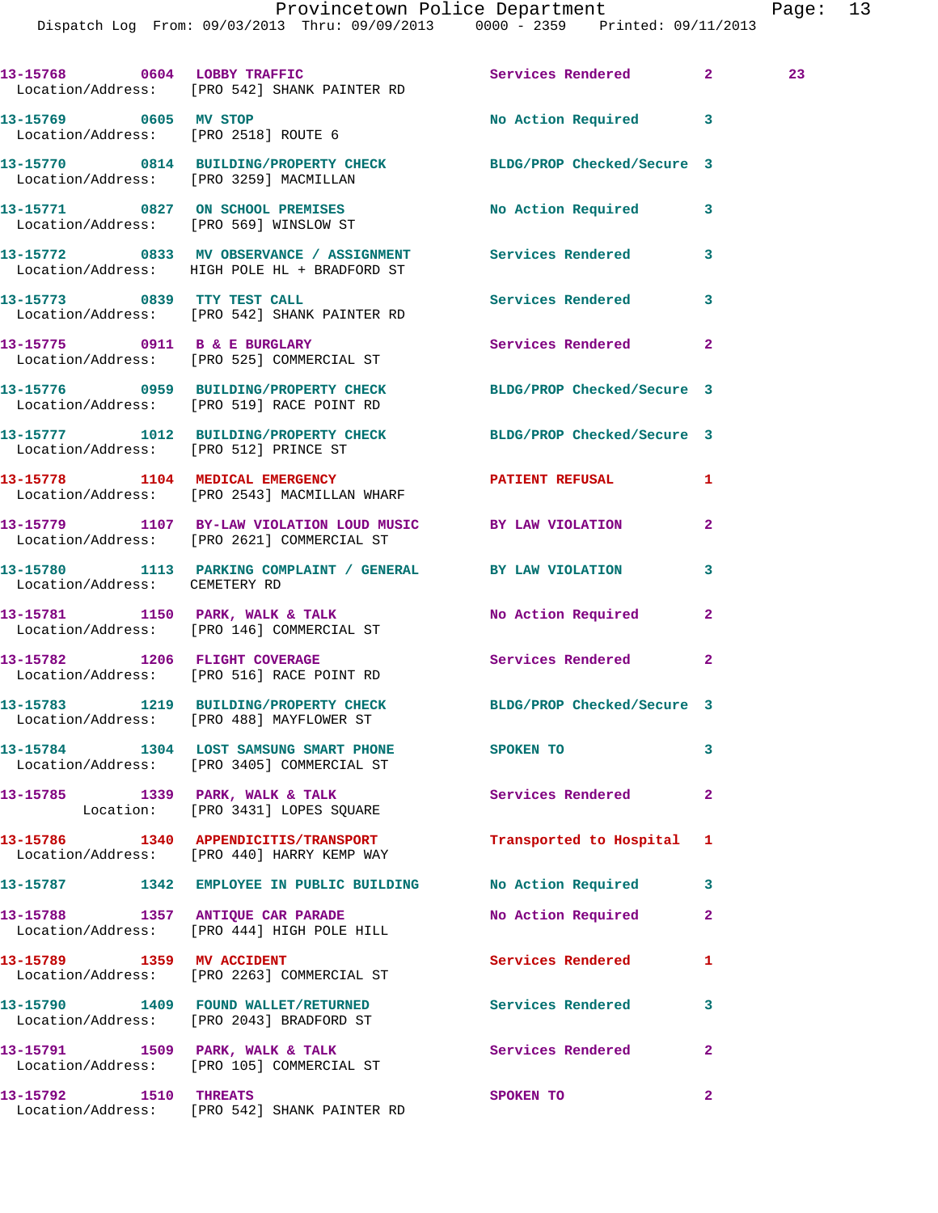| Call Number | Time | Call Reason | Action | Priority | |
|---|---|---|---|---|---|
| 13-15768 | 0604 | LOBBY TRAFFIC | Services Rendered | 2 | 23 |
| Location/Address: | | [PRO 542] SHANK PAINTER RD | | | |
| 13-15769 | 0605 | MV STOP | No Action Required | 3 | |
| Location/Address: | | [PRO 2518] ROUTE 6 | | | |
| 13-15770 | 0814 | BUILDING/PROPERTY CHECK | BLDG/PROP Checked/Secure | 3 | |
| Location/Address: | | [PRO 3259] MACMILLAN | | | |
| 13-15771 | 0827 | ON SCHOOL PREMISES | No Action Required | 3 | |
| Location/Address: | | [PRO 569] WINSLOW ST | | | |
| 13-15772 | 0833 | MV OBSERVANCE / ASSIGNMENT | Services Rendered | 3 | |
| Location/Address: | | HIGH POLE HL + BRADFORD ST | | | |
| 13-15773 | 0839 | TTY TEST CALL | Services Rendered | 3 | |
| Location/Address: | | [PRO 542] SHANK PAINTER RD | | | |
| 13-15775 | 0911 | B & E BURGLARY | Services Rendered | 2 | |
| Location/Address: | | [PRO 525] COMMERCIAL ST | | | |
| 13-15776 | 0959 | BUILDING/PROPERTY CHECK | BLDG/PROP Checked/Secure | 3 | |
| Location/Address: | | [PRO 519] RACE POINT RD | | | |
| 13-15777 | 1012 | BUILDING/PROPERTY CHECK | BLDG/PROP Checked/Secure | 3 | |
| Location/Address: | | [PRO 512] PRINCE ST | | | |
| 13-15778 | 1104 | MEDICAL EMERGENCY | PATIENT REFUSAL | 1 | |
| Location/Address: | | [PRO 2543] MACMILLAN WHARF | | | |
| 13-15779 | 1107 | BY-LAW VIOLATION LOUD MUSIC | BY LAW VIOLATION | 2 | |
| Location/Address: | | [PRO 2621] COMMERCIAL ST | | | |
| 13-15780 | 1113 | PARKING COMPLAINT / GENERAL | BY LAW VIOLATION | 3 | |
| Location/Address: | | CEMETERY RD | | | |
| 13-15781 | 1150 | PARK, WALK & TALK | No Action Required | 2 | |
| Location/Address: | | [PRO 146] COMMERCIAL ST | | | |
| 13-15782 | 1206 | FLIGHT COVERAGE | Services Rendered | 2 | |
| Location/Address: | | [PRO 516] RACE POINT RD | | | |
| 13-15783 | 1219 | BUILDING/PROPERTY CHECK | BLDG/PROP Checked/Secure | 3 | |
| Location/Address: | | [PRO 488] MAYFLOWER ST | | | |
| 13-15784 | 1304 | LOST SAMSUNG SMART PHONE | SPOKEN TO | 3 | |
| Location/Address: | | [PRO 3405] COMMERCIAL ST | | | |
| 13-15785 | 1339 | PARK, WALK & TALK | Services Rendered | 2 | |
| Location: | | [PRO 3431] LOPES SQUARE | | | |
| 13-15786 | 1340 | APPENDICITIS/TRANSPORT | Transported to Hospital | 1 | |
| Location/Address: | | [PRO 440] HARRY KEMP WAY | | | |
| 13-15787 | 1342 | EMPLOYEE IN PUBLIC BUILDING | No Action Required | 3 | |
| 13-15788 | 1357 | ANTIQUE CAR PARADE | No Action Required | 2 | |
| Location/Address: | | [PRO 444] HIGH POLE HILL | | | |
| 13-15789 | 1359 | MV ACCIDENT | Services Rendered | 1 | |
| Location/Address: | | [PRO 2263] COMMERCIAL ST | | | |
| 13-15790 | 1409 | FOUND WALLET/RETURNED | Services Rendered | 3 | |
| Location/Address: | | [PRO 2043] BRADFORD ST | | | |
| 13-15791 | 1509 | PARK, WALK & TALK | Services Rendered | 2 | |
| Location/Address: | | [PRO 105] COMMERCIAL ST | | | |
| 13-15792 | 1510 | THREATS | SPOKEN TO | 2 | |
| Location/Address: | | [PRO 542] SHANK PAINTER RD | | | |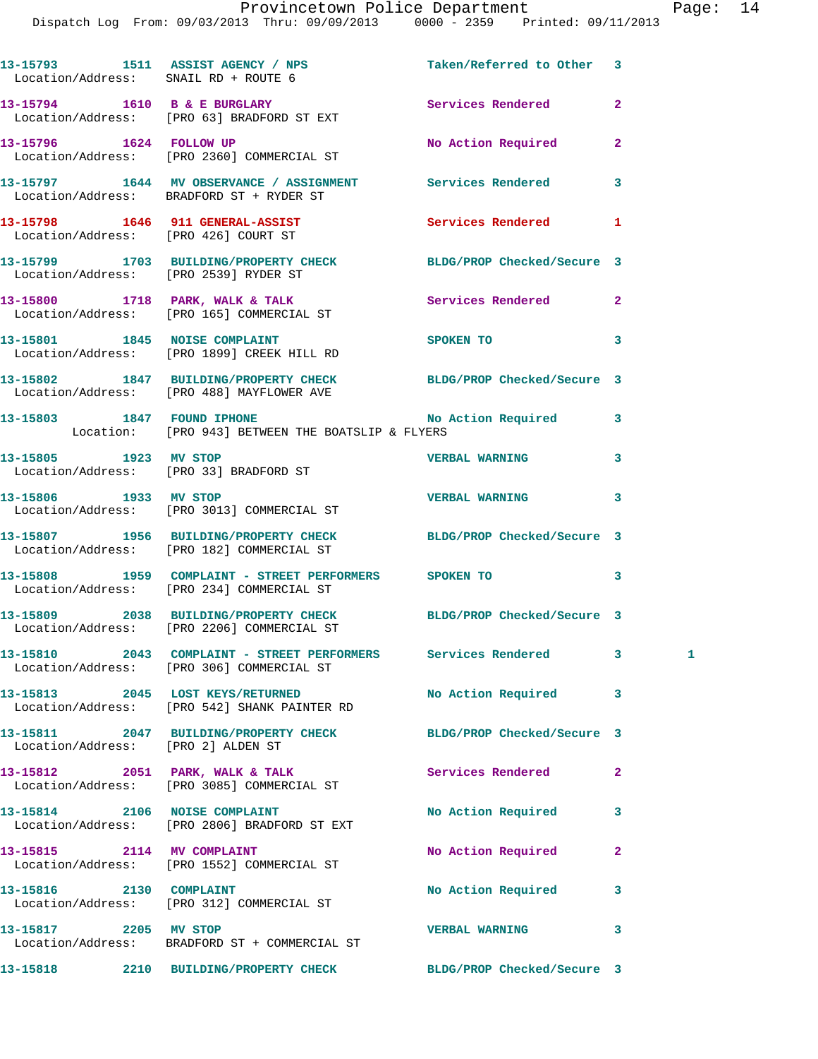13-15793 1511 ASSIST AGENCY / NPS Taken/Referred to Other 3
Location/Address: SNAIL RD + ROUTE 6

13-15794 1610 B & E BURGLARY Services Rendered 2
Location/Address: [PRO 63] BRADFORD ST EXT

13-15796 1624 FOLLOW UP No Action Required 2
Location/Address: [PRO 2360] COMMERCIAL ST

13-15797 1644 MV OBSERVANCE / ASSIGNMENT Services Rendered 3
Location/Address: BRADFORD ST + RYDER ST

13-15798 1646 911 GENERAL-ASSIST Services Rendered 1
Location/Address: [PRO 426] COURT ST

13-15799 1703 BUILDING/PROPERTY CHECK BLDG/PROP Checked/Secure 3
Location/Address: [PRO 2539] RYDER ST

13-15800 1718 PARK, WALK & TALK Services Rendered 2
Location/Address: [PRO 165] COMMERCIAL ST

13-15801 1845 NOISE COMPLAINT SPOKEN TO 3
Location/Address: [PRO 1899] CREEK HILL RD

13-15802 1847 BUILDING/PROPERTY CHECK BLDG/PROP Checked/Secure 3
Location/Address: [PRO 488] MAYFLOWER AVE

13-15803 1847 FOUND IPHONE No Action Required 3
Location: [PRO 943] BETWEEN THE BOATSLIP & FLYERS

13-15805 1923 MV STOP VERBAL WARNING 3
Location/Address: [PRO 33] BRADFORD ST

13-15806 1933 MV STOP VERBAL WARNING 3
Location/Address: [PRO 3013] COMMERCIAL ST

13-15807 1956 BUILDING/PROPERTY CHECK BLDG/PROP Checked/Secure 3
Location/Address: [PRO 182] COMMERCIAL ST

13-15808 1959 COMPLAINT - STREET PERFORMERS SPOKEN TO 3
Location/Address: [PRO 234] COMMERCIAL ST

13-15809 2038 BUILDING/PROPERTY CHECK BLDG/PROP Checked/Secure 3
Location/Address: [PRO 2206] COMMERCIAL ST

13-15810 2043 COMPLAINT - STREET PERFORMERS Services Rendered 3 1
Location/Address: [PRO 306] COMMERCIAL ST

13-15813 2045 LOST KEYS/RETURNED No Action Required 3
Location/Address: [PRO 542] SHANK PAINTER RD

13-15811 2047 BUILDING/PROPERTY CHECK BLDG/PROP Checked/Secure 3
Location/Address: [PRO 2] ALDEN ST

13-15812 2051 PARK, WALK & TALK Services Rendered 2
Location/Address: [PRO 3085] COMMERCIAL ST

13-15814 2106 NOISE COMPLAINT No Action Required 3
Location/Address: [PRO 2806] BRADFORD ST EXT

13-15815 2114 MV COMPLAINT No Action Required 2
Location/Address: [PRO 1552] COMMERCIAL ST

13-15816 2130 COMPLAINT No Action Required 3
Location/Address: [PRO 312] COMMERCIAL ST

13-15817 2205 MV STOP VERBAL WARNING 3
Location/Address: BRADFORD ST + COMMERCIAL ST

13-15818 2210 BUILDING/PROPERTY CHECK BLDG/PROP Checked/Secure 3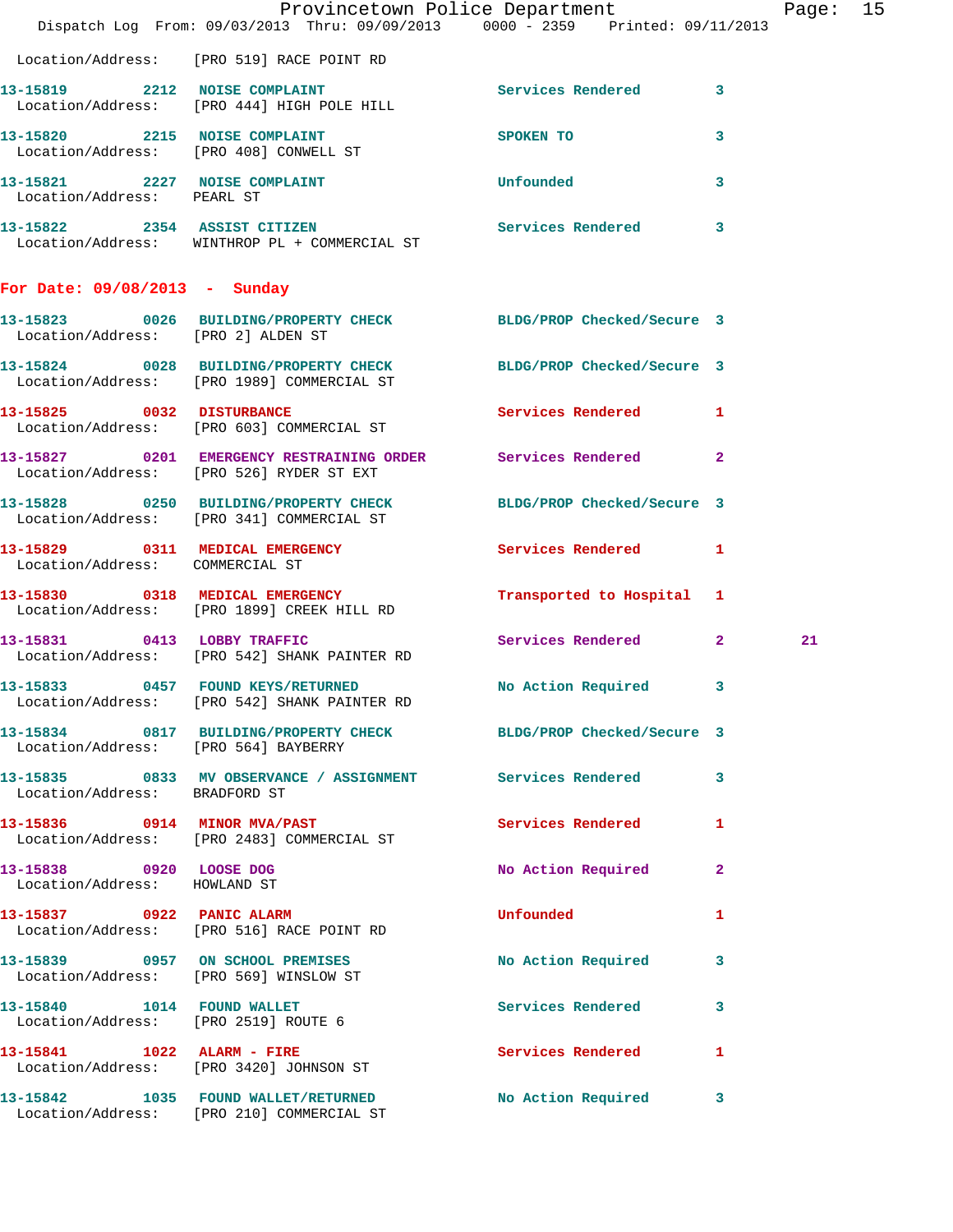Location/Address: [PRO 519] RACE POINT RD

13-15819 2212 NOISE COMPLAINT Services Rendered 3
Location/Address: [PRO 444] HIGH POLE HILL

13-15820 2215 NOISE COMPLAINT SPOKEN TO 3
Location/Address: [PRO 408] CONWELL ST

13-15821 2227 NOISE COMPLAINT Unfounded 3
Location/Address: PEARL ST

13-15822 2354 ASSIST CITIZEN Services Rendered 3
Location/Address: WINTHROP PL + COMMERCIAL ST

## For Date: 09/08/2013 - Sunday

13-15823 0026 BUILDING/PROPERTY CHECK BLDG/PROP Checked/Secure 3
Location/Address: [PRO 2] ALDEN ST

13-15824 0028 BUILDING/PROPERTY CHECK BLDG/PROP Checked/Secure 3
Location/Address: [PRO 1989] COMMERCIAL ST

13-15825 0032 DISTURBANCE Services Rendered 1
Location/Address: [PRO 603] COMMERCIAL ST

13-15827 0201 EMERGENCY RESTRAINING ORDER Services Rendered 2
Location/Address: [PRO 526] RYDER ST EXT

13-15828 0250 BUILDING/PROPERTY CHECK BLDG/PROP Checked/Secure 3
Location/Address: [PRO 341] COMMERCIAL ST

13-15829 0311 MEDICAL EMERGENCY Services Rendered 1
Location/Address: COMMERCIAL ST

13-15830 0318 MEDICAL EMERGENCY Transported to Hospital 1
Location/Address: [PRO 1899] CREEK HILL RD

13-15831 0413 LOBBY TRAFFIC Services Rendered 2 21
Location/Address: [PRO 542] SHANK PAINTER RD

13-15833 0457 FOUND KEYS/RETURNED No Action Required 3
Location/Address: [PRO 542] SHANK PAINTER RD

13-15834 0817 BUILDING/PROPERTY CHECK BLDG/PROP Checked/Secure 3
Location/Address: [PRO 564] BAYBERRY

13-15835 0833 MV OBSERVANCE / ASSIGNMENT Services Rendered 3
Location/Address: BRADFORD ST

13-15836 0914 MINOR MVA/PAST Services Rendered 1
Location/Address: [PRO 2483] COMMERCIAL ST

13-15838 0920 LOOSE DOG No Action Required 2
Location/Address: HOWLAND ST

13-15837 0922 PANIC ALARM Unfounded 1
Location/Address: [PRO 516] RACE POINT RD

13-15839 0957 ON SCHOOL PREMISES No Action Required 3
Location/Address: [PRO 569] WINSLOW ST

13-15840 1014 FOUND WALLET Services Rendered 3
Location/Address: [PRO 2519] ROUTE 6

13-15841 1022 ALARM - FIRE Services Rendered 1
Location/Address: [PRO 3420] JOHNSON ST

13-15842 1035 FOUND WALLET/RETURNED No Action Required 3
Location/Address: [PRO 210] COMMERCIAL ST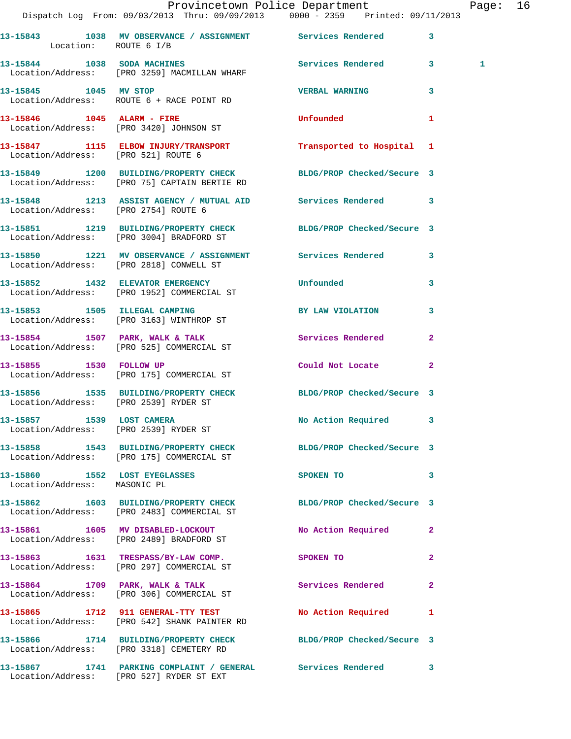13-15843 1038 MV OBSERVANCE / ASSIGNMENT Services Rendered 3
Location: ROUTE 6 I/B

13-15844 1038 SODA MACHINES Services Rendered 3 1
Location/Address: [PRO 3259] MACMILLAN WHARF

13-15845 1045 MV STOP VERBAL WARNING 3
Location/Address: ROUTE 6 + RACE POINT RD

13-15846 1045 ALARM - FIRE Unfounded 1
Location/Address: [PRO 3420] JOHNSON ST

13-15847 1115 ELBOW INJURY/TRANSPORT Transported to Hospital 1
Location/Address: [PRO 521] ROUTE 6

13-15849 1200 BUILDING/PROPERTY CHECK BLDG/PROP Checked/Secure 3
Location/Address: [PRO 75] CAPTAIN BERTIE RD

13-15848 1213 ASSIST AGENCY / MUTUAL AID Services Rendered 3
Location/Address: [PRO 2754] ROUTE 6

13-15851 1219 BUILDING/PROPERTY CHECK BLDG/PROP Checked/Secure 3
Location/Address: [PRO 3004] BRADFORD ST

13-15850 1221 MV OBSERVANCE / ASSIGNMENT Services Rendered 3
Location/Address: [PRO 2818] CONWELL ST

13-15852 1432 ELEVATOR EMERGENCY Unfounded 3
Location/Address: [PRO 1952] COMMERCIAL ST

13-15853 1505 ILLEGAL CAMPING BY LAW VIOLATION 3
Location/Address: [PRO 3163] WINTHROP ST

13-15854 1507 PARK, WALK & TALK Services Rendered 2
Location/Address: [PRO 525] COMMERCIAL ST

13-15855 1530 FOLLOW UP Could Not Locate 2
Location/Address: [PRO 175] COMMERCIAL ST

13-15856 1535 BUILDING/PROPERTY CHECK BLDG/PROP Checked/Secure 3
Location/Address: [PRO 2539] RYDER ST

13-15857 1539 LOST CAMERA No Action Required 3
Location/Address: [PRO 2539] RYDER ST

13-15858 1543 BUILDING/PROPERTY CHECK BLDG/PROP Checked/Secure 3
Location/Address: [PRO 175] COMMERCIAL ST

13-15860 1552 LOST EYEGLASSES SPOKEN TO 3
Location/Address: MASONIC PL

13-15862 1603 BUILDING/PROPERTY CHECK BLDG/PROP Checked/Secure 3
Location/Address: [PRO 2483] COMMERCIAL ST

13-15861 1605 MV DISABLED-LOCKOUT No Action Required 2
Location/Address: [PRO 2489] BRADFORD ST

13-15863 1631 TRESPASS/BY-LAW COMP. SPOKEN TO 2
Location/Address: [PRO 297] COMMERCIAL ST

13-15864 1709 PARK, WALK & TALK Services Rendered 2
Location/Address: [PRO 306] COMMERCIAL ST

13-15865 1712 911 GENERAL-TTY TEST No Action Required 1
Location/Address: [PRO 542] SHANK PAINTER RD

13-15866 1714 BUILDING/PROPERTY CHECK BLDG/PROP Checked/Secure 3
Location/Address: [PRO 3318] CEMETERY RD

13-15867 1741 PARKING COMPLAINT / GENERAL Services Rendered 3
Location/Address: [PRO 527] RYDER ST EXT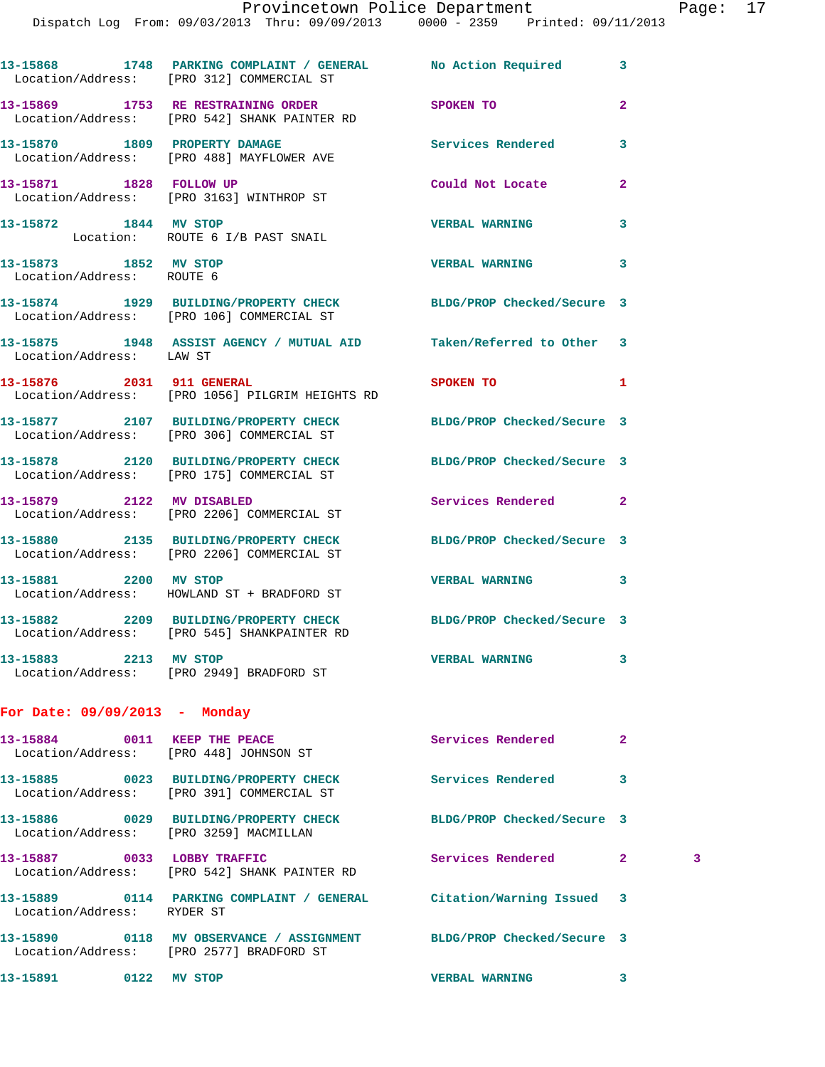| Call # | Time | Call Reason | Action | Priority | |
|---|---|---|---|---|---|
| 13-15868 | 1748 | PARKING COMPLAINT / GENERAL | No Action Required | 3 | |
| Location/Address: | | [PRO 312] COMMERCIAL ST | | | |
| 13-15869 | 1753 | RE RESTRAINING ORDER | SPOKEN TO | 2 | |
| Location/Address: | | [PRO 542] SHANK PAINTER RD | | | |
| 13-15870 | 1809 | PROPERTY DAMAGE | Services Rendered | 3 | |
| Location/Address: | | [PRO 488] MAYFLOWER AVE | | | |
| 13-15871 | 1828 | FOLLOW UP | Could Not Locate | 2 | |
| Location/Address: | | [PRO 3163] WINTHROP ST | | | |
| 13-15872 | 1844 | MV STOP | VERBAL WARNING | 3 | |
| Location: | | ROUTE 6 I/B PAST SNAIL | | | |
| 13-15873 | 1852 | MV STOP | VERBAL WARNING | 3 | |
| Location/Address: | | ROUTE 6 | | | |
| 13-15874 | 1929 | BUILDING/PROPERTY CHECK | BLDG/PROP Checked/Secure | 3 | |
| Location/Address: | | [PRO 106] COMMERCIAL ST | | | |
| 13-15875 | 1948 | ASSIST AGENCY / MUTUAL AID | Taken/Referred to Other | 3 | |
| Location/Address: | | LAW ST | | | |
| 13-15876 | 2031 | 911 GENERAL | SPOKEN TO | 1 | |
| Location/Address: | | [PRO 1056] PILGRIM HEIGHTS RD | | | |
| 13-15877 | 2107 | BUILDING/PROPERTY CHECK | BLDG/PROP Checked/Secure | 3 | |
| Location/Address: | | [PRO 306] COMMERCIAL ST | | | |
| 13-15878 | 2120 | BUILDING/PROPERTY CHECK | BLDG/PROP Checked/Secure | 3 | |
| Location/Address: | | [PRO 175] COMMERCIAL ST | | | |
| 13-15879 | 2122 | MV DISABLED | Services Rendered | 2 | |
| Location/Address: | | [PRO 2206] COMMERCIAL ST | | | |
| 13-15880 | 2135 | BUILDING/PROPERTY CHECK | BLDG/PROP Checked/Secure | 3 | |
| Location/Address: | | [PRO 2206] COMMERCIAL ST | | | |
| 13-15881 | 2200 | MV STOP | VERBAL WARNING | 3 | |
| Location/Address: | | HOWLAND ST + BRADFORD ST | | | |
| 13-15882 | 2209 | BUILDING/PROPERTY CHECK | BLDG/PROP Checked/Secure | 3 | |
| Location/Address: | | [PRO 545] SHANKPAINTER RD | | | |
| 13-15883 | 2213 | MV STOP | VERBAL WARNING | 3 | |
| Location/Address: | | [PRO 2949] BRADFORD ST | | | |

## For Date: 09/09/2013 - Monday

| Call # | Time | Call Reason | Action | Priority | |
|---|---|---|---|---|---|
| 13-15884 | 0011 | KEEP THE PEACE | Services Rendered | 2 | |
| Location/Address: | | [PRO 448] JOHNSON ST | | | |
| 13-15885 | 0023 | BUILDING/PROPERTY CHECK | Services Rendered | 3 | |
| Location/Address: | | [PRO 391] COMMERCIAL ST | | | |
| 13-15886 | 0029 | BUILDING/PROPERTY CHECK | BLDG/PROP Checked/Secure | 3 | |
| Location/Address: | | [PRO 3259] MACMILLAN | | | |
| 13-15887 | 0033 | LOBBY TRAFFIC | Services Rendered | 2 | 3 |
| Location/Address: | | [PRO 542] SHANK PAINTER RD | | | |
| 13-15889 | 0114 | PARKING COMPLAINT / GENERAL | Citation/Warning Issued | 3 | |
| Location/Address: | | RYDER ST | | | |
| 13-15890 | 0118 | MV OBSERVANCE / ASSIGNMENT | BLDG/PROP Checked/Secure | 3 | |
| Location/Address: | | [PRO 2577] BRADFORD ST | | | |
| 13-15891 | 0122 | MV STOP | VERBAL WARNING | 3 | |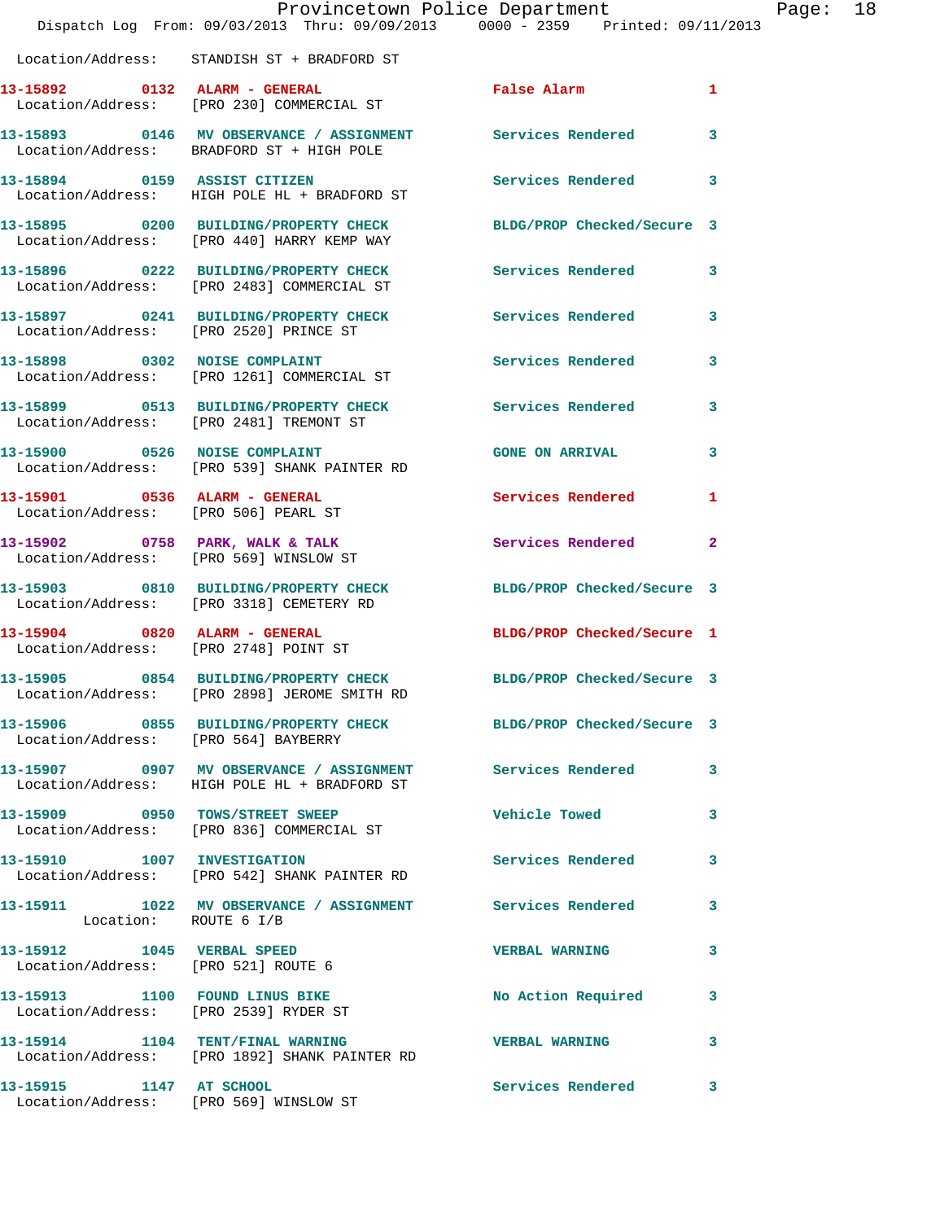Location/Address: STANDISH ST + BRADFORD ST

| Call # | Time | Call Reason | Action | Priority |
|---|---|---|---|---|
| 13-15892 | 0132 | ALARM - GENERAL | False Alarm | 1 |
| Location/Address: [PRO 230] COMMERCIAL ST | | | | |
| 13-15893 | 0146 | MV OBSERVANCE / ASSIGNMENT | Services Rendered | 3 |
| Location/Address: BRADFORD ST + HIGH POLE | | | | |
| 13-15894 | 0159 | ASSIST CITIZEN | Services Rendered | 3 |
| Location/Address: HIGH POLE HL + BRADFORD ST | | | | |
| 13-15895 | 0200 | BUILDING/PROPERTY CHECK | BLDG/PROP Checked/Secure | 3 |
| Location/Address: [PRO 440] HARRY KEMP WAY | | | | |
| 13-15896 | 0222 | BUILDING/PROPERTY CHECK | Services Rendered | 3 |
| Location/Address: [PRO 2483] COMMERCIAL ST | | | | |
| 13-15897 | 0241 | BUILDING/PROPERTY CHECK | Services Rendered | 3 |
| Location/Address: [PRO 2520] PRINCE ST | | | | |
| 13-15898 | 0302 | NOISE COMPLAINT | Services Rendered | 3 |
| Location/Address: [PRO 1261] COMMERCIAL ST | | | | |
| 13-15899 | 0513 | BUILDING/PROPERTY CHECK | Services Rendered | 3 |
| Location/Address: [PRO 2481] TREMONT ST | | | | |
| 13-15900 | 0526 | NOISE COMPLAINT | GONE ON ARRIVAL | 3 |
| Location/Address: [PRO 539] SHANK PAINTER RD | | | | |
| 13-15901 | 0536 | ALARM - GENERAL | Services Rendered | 1 |
| Location/Address: [PRO 506] PEARL ST | | | | |
| 13-15902 | 0758 | PARK, WALK & TALK | Services Rendered | 2 |
| Location/Address: [PRO 569] WINSLOW ST | | | | |
| 13-15903 | 0810 | BUILDING/PROPERTY CHECK | BLDG/PROP Checked/Secure | 3 |
| Location/Address: [PRO 3318] CEMETERY RD | | | | |
| 13-15904 | 0820 | ALARM - GENERAL | BLDG/PROP Checked/Secure | 1 |
| Location/Address: [PRO 2748] POINT ST | | | | |
| 13-15905 | 0854 | BUILDING/PROPERTY CHECK | BLDG/PROP Checked/Secure | 3 |
| Location/Address: [PRO 2898] JEROME SMITH RD | | | | |
| 13-15906 | 0855 | BUILDING/PROPERTY CHECK | BLDG/PROP Checked/Secure | 3 |
| Location/Address: [PRO 564] BAYBERRY | | | | |
| 13-15907 | 0907 | MV OBSERVANCE / ASSIGNMENT | Services Rendered | 3 |
| Location/Address: HIGH POLE HL + BRADFORD ST | | | | |
| 13-15909 | 0950 | TOWS/STREET SWEEP | Vehicle Towed | 3 |
| Location/Address: [PRO 836] COMMERCIAL ST | | | | |
| 13-15910 | 1007 | INVESTIGATION | Services Rendered | 3 |
| Location/Address: [PRO 542] SHANK PAINTER RD | | | | |
| 13-15911 | 1022 | MV OBSERVANCE / ASSIGNMENT | Services Rendered | 3 |
| Location: ROUTE 6 I/B | | | | |
| 13-15912 | 1045 | VERBAL SPEED | VERBAL WARNING | 3 |
| Location/Address: [PRO 521] ROUTE 6 | | | | |
| 13-15913 | 1100 | FOUND LINUS BIKE | No Action Required | 3 |
| Location/Address: [PRO 2539] RYDER ST | | | | |
| 13-15914 | 1104 | TENT/FINAL WARNING | VERBAL WARNING | 3 |
| Location/Address: [PRO 1892] SHANK PAINTER RD | | | | |
| 13-15915 | 1147 | AT SCHOOL | Services Rendered | 3 |
| Location/Address: [PRO 569] WINSLOW ST | | | | |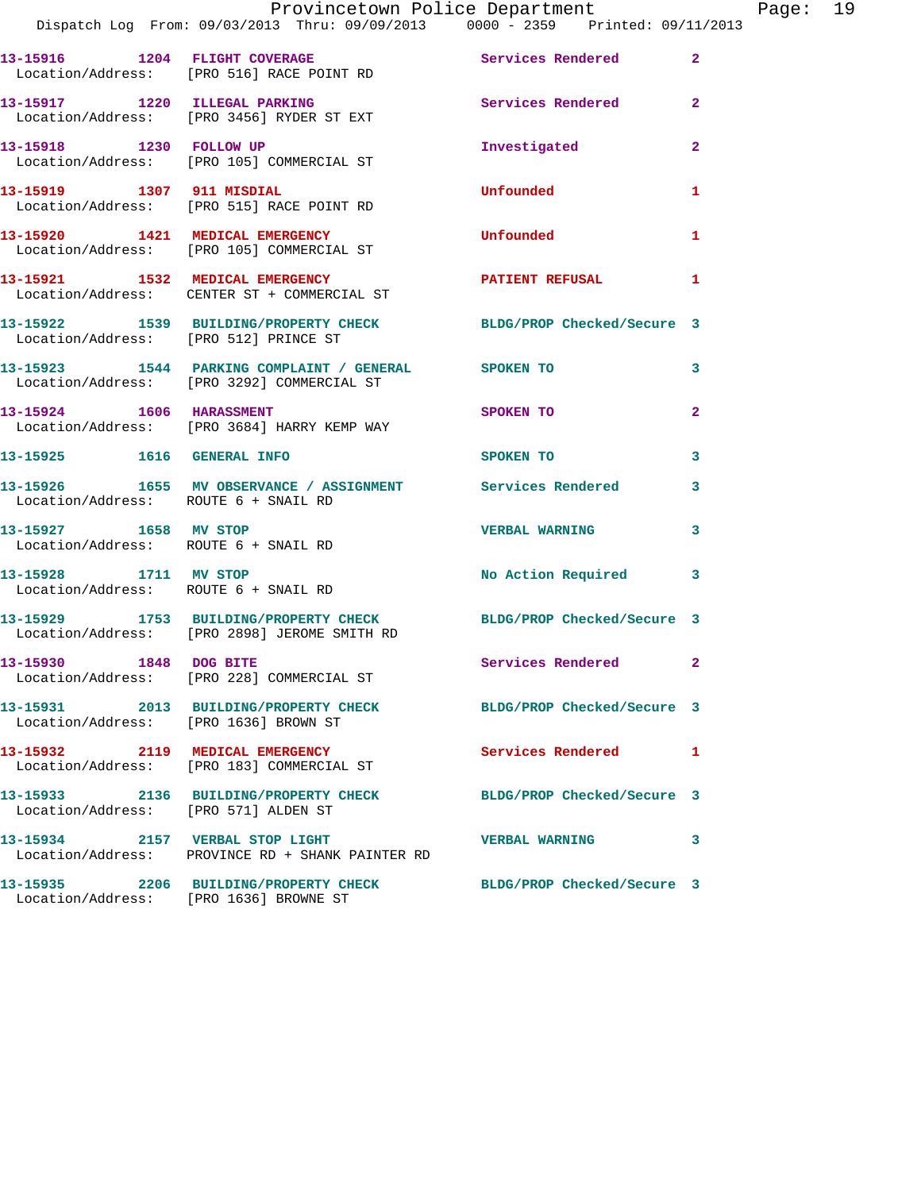13-15916 1204 FLIGHT COVERAGE Services Rendered 2
Location/Address: [PRO 516] RACE POINT RD

13-15917 1220 ILLEGAL PARKING Services Rendered 2
Location/Address: [PRO 3456] RYDER ST EXT

13-15918 1230 FOLLOW UP Investigated 2
Location/Address: [PRO 105] COMMERCIAL ST

13-15919 1307 911 MISDIAL Unfounded 1
Location/Address: [PRO 515] RACE POINT RD

13-15920 1421 MEDICAL EMERGENCY Unfounded 1
Location/Address: [PRO 105] COMMERCIAL ST

13-15921 1532 MEDICAL EMERGENCY PATIENT REFUSAL 1
Location/Address: CENTER ST + COMMERCIAL ST

13-15922 1539 BUILDING/PROPERTY CHECK BLDG/PROP Checked/Secure 3
Location/Address: [PRO 512] PRINCE ST

13-15923 1544 PARKING COMPLAINT / GENERAL SPOKEN TO 3
Location/Address: [PRO 3292] COMMERCIAL ST

13-15924 1606 HARASSMENT SPOKEN TO 2
Location/Address: [PRO 3684] HARRY KEMP WAY

13-15925 1616 GENERAL INFO SPOKEN TO 3

13-15926 1655 MV OBSERVANCE / ASSIGNMENT Services Rendered 3
Location/Address: ROUTE 6 + SNAIL RD

13-15927 1658 MV STOP VERBAL WARNING 3
Location/Address: ROUTE 6 + SNAIL RD

13-15928 1711 MV STOP No Action Required 3
Location/Address: ROUTE 6 + SNAIL RD

13-15929 1753 BUILDING/PROPERTY CHECK BLDG/PROP Checked/Secure 3
Location/Address: [PRO 2898] JEROME SMITH RD

13-15930 1848 DOG BITE Services Rendered 2
Location/Address: [PRO 228] COMMERCIAL ST

13-15931 2013 BUILDING/PROPERTY CHECK BLDG/PROP Checked/Secure 3
Location/Address: [PRO 1636] BROWN ST

13-15932 2119 MEDICAL EMERGENCY Services Rendered 1
Location/Address: [PRO 183] COMMERCIAL ST

13-15933 2136 BUILDING/PROPERTY CHECK BLDG/PROP Checked/Secure 3
Location/Address: [PRO 571] ALDEN ST

13-15934 2157 VERBAL STOP LIGHT VERBAL WARNING 3
Location/Address: PROVINCE RD + SHANK PAINTER RD

13-15935 2206 BUILDING/PROPERTY CHECK BLDG/PROP Checked/Secure 3
Location/Address: [PRO 1636] BROWNE ST